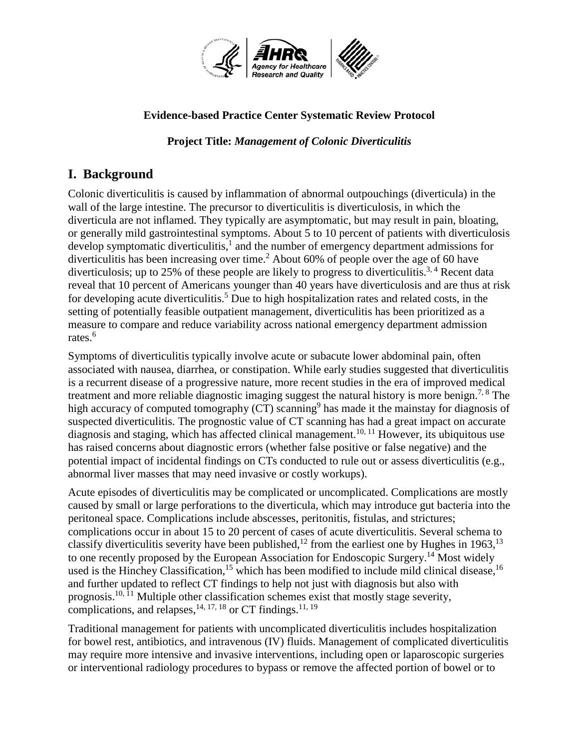**Evidence-based Practice Center Systematic Review Protocol**

**Project Title:** ***Management of Colonic Diverticulitis***

## I. Background

Colonic diverticulitis is caused by inflammation of abnormal outpouchings (diverticula) in the wall of the large intestine. The precursor to diverticulitis is diverticulosis, in which the diverticula are not inflamed. They typically are asymptomatic, but may result in pain, bloating, or generally mild gastrointestinal symptoms. About 5 to 10 percent of patients with diverticulosis develop symptomatic diverticulitis,[1] and the number of emergency department admissions for diverticulitis has been increasing over time.[2] About 60% of people over the age of 60 have diverticulosis; up to 25% of these people are likely to progress to diverticulitis.[3, 4] Recent data reveal that 10 percent of Americans younger than 40 years have diverticulosis and are thus at risk for developing acute diverticulitis.[5] Due to high hospitalization rates and related costs, in the setting of potentially feasible outpatient management, diverticulitis has been prioritized as a measure to compare and reduce variability across national emergency department admission rates.[6]

Symptoms of diverticulitis typically involve acute or subacute lower abdominal pain, often associated with nausea, diarrhea, or constipation. While early studies suggested that diverticulitis is a recurrent disease of a progressive nature, more recent studies in the era of improved medical treatment and more reliable diagnostic imaging suggest the natural history is more benign.[7, 8] The high accuracy of computed tomography (CT) scanning[9] has made it the mainstay for diagnosis of suspected diverticulitis. The prognostic value of CT scanning has had a great impact on accurate diagnosis and staging, which has affected clinical management.[10, 11] However, its ubiquitous use has raised concerns about diagnostic errors (whether false positive or false negative) and the potential impact of incidental findings on CTs conducted to rule out or assess diverticulitis (e.g., abnormal liver masses that may need invasive or costly workups).

Acute episodes of diverticulitis may be complicated or uncomplicated. Complications are mostly caused by small or large perforations to the diverticula, which may introduce gut bacteria into the peritoneal space. Complications include abscesses, peritonitis, fistulas, and strictures; complications occur in about 15 to 20 percent of cases of acute diverticulitis. Several schema to classify diverticulitis severity have been published,[12] from the earliest one by Hughes in 1963,[13] to one recently proposed by the European Association for Endoscopic Surgery.[14] Most widely used is the Hinchey Classification,[15] which has been modified to include mild clinical disease,[16] and further updated to reflect CT findings to help not just with diagnosis but also with prognosis.[10, 11] Multiple other classification schemes exist that mostly stage severity, complications, and relapses,[14, 17, 18] or CT findings.[11, 19]

Traditional management for patients with uncomplicated diverticulitis includes hospitalization for bowel rest, antibiotics, and intravenous (IV) fluids. Management of complicated diverticulitis may require more intensive and invasive interventions, including open or laparoscopic surgeries or interventional radiology procedures to bypass or remove the affected portion of bowel or to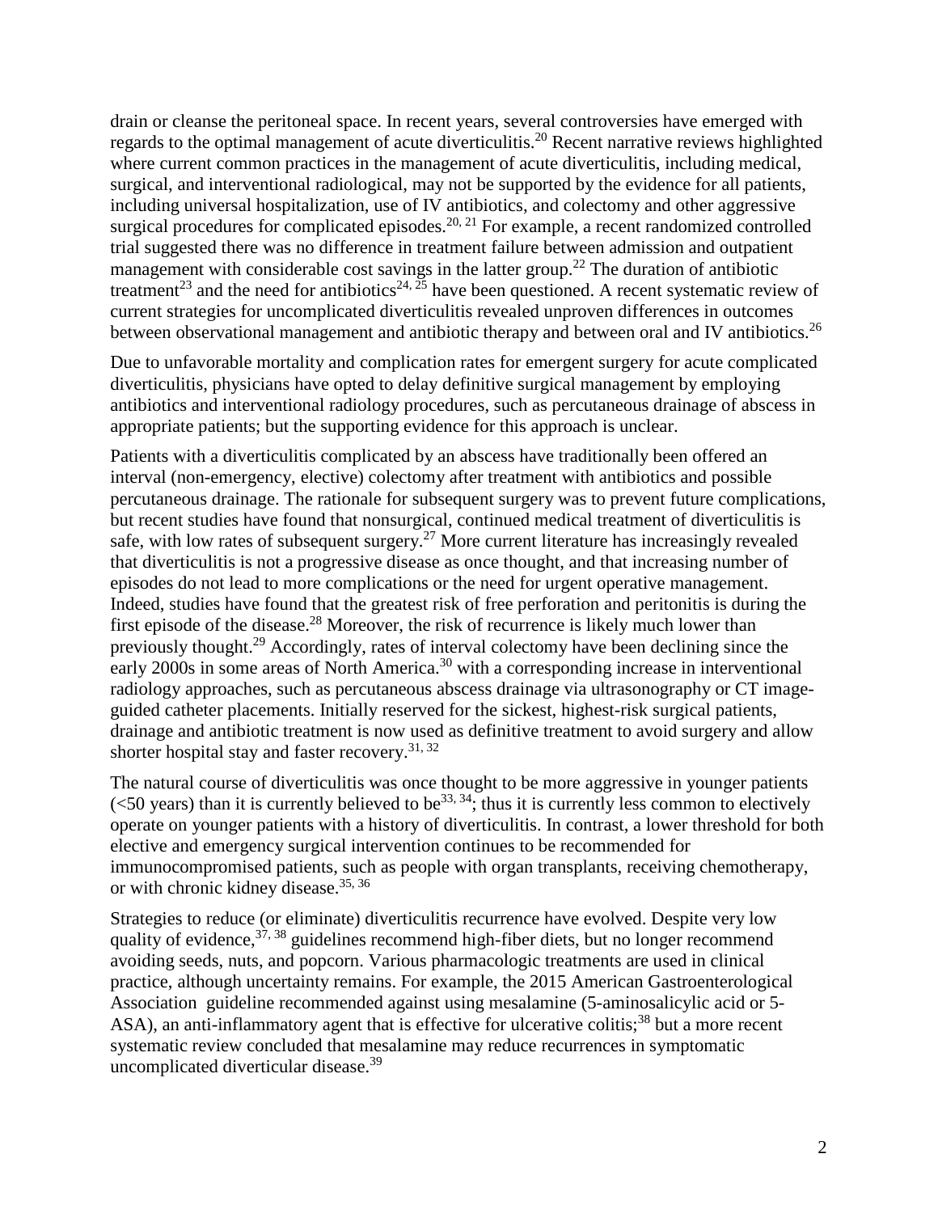drain or cleanse the peritoneal space. In recent years, several controversies have emerged with regards to the optimal management of acute diverticulitis.[20] Recent narrative reviews highlighted where current common practices in the management of acute diverticulitis, including medical, surgical, and interventional radiological, may not be supported by the evidence for all patients, including universal hospitalization, use of IV antibiotics, and colectomy and other aggressive surgical procedures for complicated episodes.[20, 21] For example, a recent randomized controlled trial suggested there was no difference in treatment failure between admission and outpatient management with considerable cost savings in the latter group.[22] The duration of antibiotic treatment[23] and the need for antibiotics[24, 25] have been questioned. A recent systematic review of current strategies for uncomplicated diverticulitis revealed unproven differences in outcomes between observational management and antibiotic therapy and between oral and IV antibiotics.[26]

Due to unfavorable mortality and complication rates for emergent surgery for acute complicated diverticulitis, physicians have opted to delay definitive surgical management by employing antibiotics and interventional radiology procedures, such as percutaneous drainage of abscess in appropriate patients; but the supporting evidence for this approach is unclear.

Patients with a diverticulitis complicated by an abscess have traditionally been offered an interval (non-emergency, elective) colectomy after treatment with antibiotics and possible percutaneous drainage. The rationale for subsequent surgery was to prevent future complications, but recent studies have found that nonsurgical, continued medical treatment of diverticulitis is safe, with low rates of subsequent surgery.[27] More current literature has increasingly revealed that diverticulitis is not a progressive disease as once thought, and that increasing number of episodes do not lead to more complications or the need for urgent operative management. Indeed, studies have found that the greatest risk of free perforation and peritonitis is during the first episode of the disease.[28] Moreover, the risk of recurrence is likely much lower than previously thought.[29] Accordingly, rates of interval colectomy have been declining since the early 2000s in some areas of North America.[30] with a corresponding increase in interventional radiology approaches, such as percutaneous abscess drainage via ultrasonography or CT image-guided catheter placements. Initially reserved for the sickest, highest-risk surgical patients, drainage and antibiotic treatment is now used as definitive treatment to avoid surgery and allow shorter hospital stay and faster recovery.[31, 32]

The natural course of diverticulitis was once thought to be more aggressive in younger patients (<50 years) than it is currently believed to be[33, 34]; thus it is currently less common to electively operate on younger patients with a history of diverticulitis. In contrast, a lower threshold for both elective and emergency surgical intervention continues to be recommended for immunocompromised patients, such as people with organ transplants, receiving chemotherapy, or with chronic kidney disease.[35, 36]

Strategies to reduce (or eliminate) diverticulitis recurrence have evolved. Despite very low quality of evidence,[37, 38] guidelines recommend high-fiber diets, but no longer recommend avoiding seeds, nuts, and popcorn. Various pharmacologic treatments are used in clinical practice, although uncertainty remains. For example, the 2015 American Gastroenterological Association guideline recommended against using mesalamine (5-aminosalicylic acid or 5-ASA), an anti-inflammatory agent that is effective for ulcerative colitis;[38] but a more recent systematic review concluded that mesalamine may reduce recurrences in symptomatic uncomplicated diverticular disease.[39]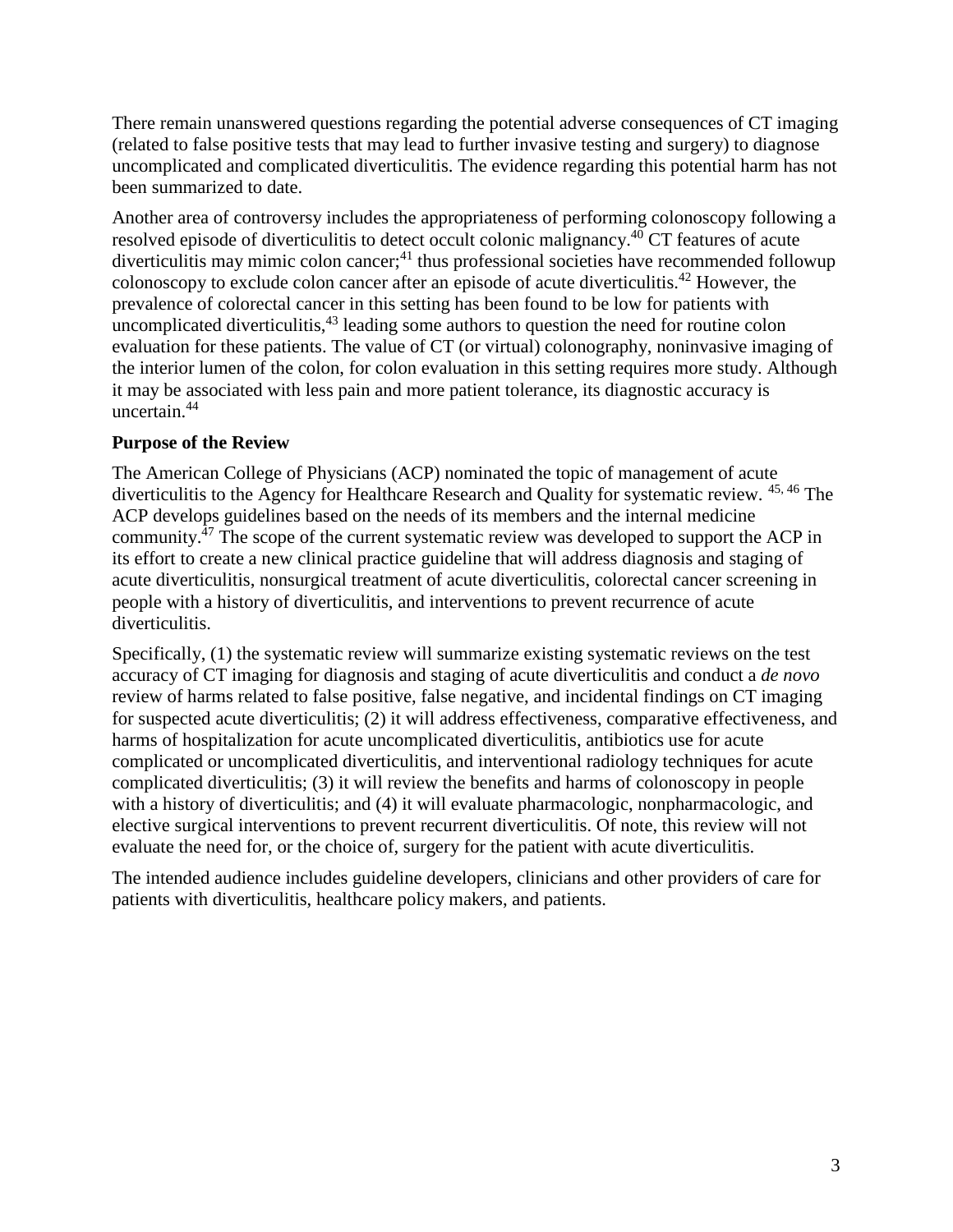There remain unanswered questions regarding the potential adverse consequences of CT imaging (related to false positive tests that may lead to further invasive testing and surgery) to diagnose uncomplicated and complicated diverticulitis. The evidence regarding this potential harm has not been summarized to date.

Another area of controversy includes the appropriateness of performing colonoscopy following a resolved episode of diverticulitis to detect occult colonic malignancy.[40] CT features of acute diverticulitis may mimic colon cancer;[41] thus professional societies have recommended followup colonoscopy to exclude colon cancer after an episode of acute diverticulitis.[42] However, the prevalence of colorectal cancer in this setting has been found to be low for patients with uncomplicated diverticulitis,[43] leading some authors to question the need for routine colon evaluation for these patients. The value of CT (or virtual) colonography, noninvasive imaging of the interior lumen of the colon, for colon evaluation in this setting requires more study. Although it may be associated with less pain and more patient tolerance, its diagnostic accuracy is uncertain.[44]

**Purpose of the Review**

The American College of Physicians (ACP) nominated the topic of management of acute diverticulitis to the Agency for Healthcare Research and Quality for systematic review. [45, 46] The ACP develops guidelines based on the needs of its members and the internal medicine community.[47] The scope of the current systematic review was developed to support the ACP in its effort to create a new clinical practice guideline that will address diagnosis and staging of acute diverticulitis, nonsurgical treatment of acute diverticulitis, colorectal cancer screening in people with a history of diverticulitis, and interventions to prevent recurrence of acute diverticulitis.

Specifically, (1) the systematic review will summarize existing systematic reviews on the test accuracy of CT imaging for diagnosis and staging of acute diverticulitis and conduct a *de novo* review of harms related to false positive, false negative, and incidental findings on CT imaging for suspected acute diverticulitis; (2) it will address effectiveness, comparative effectiveness, and harms of hospitalization for acute uncomplicated diverticulitis, antibiotics use for acute complicated or uncomplicated diverticulitis, and interventional radiology techniques for acute complicated diverticulitis; (3) it will review the benefits and harms of colonoscopy in people with a history of diverticulitis; and (4) it will evaluate pharmacologic, nonpharmacologic, and elective surgical interventions to prevent recurrent diverticulitis. Of note, this review will not evaluate the need for, or the choice of, surgery for the patient with acute diverticulitis.

The intended audience includes guideline developers, clinicians and other providers of care for patients with diverticulitis, healthcare policy makers, and patients.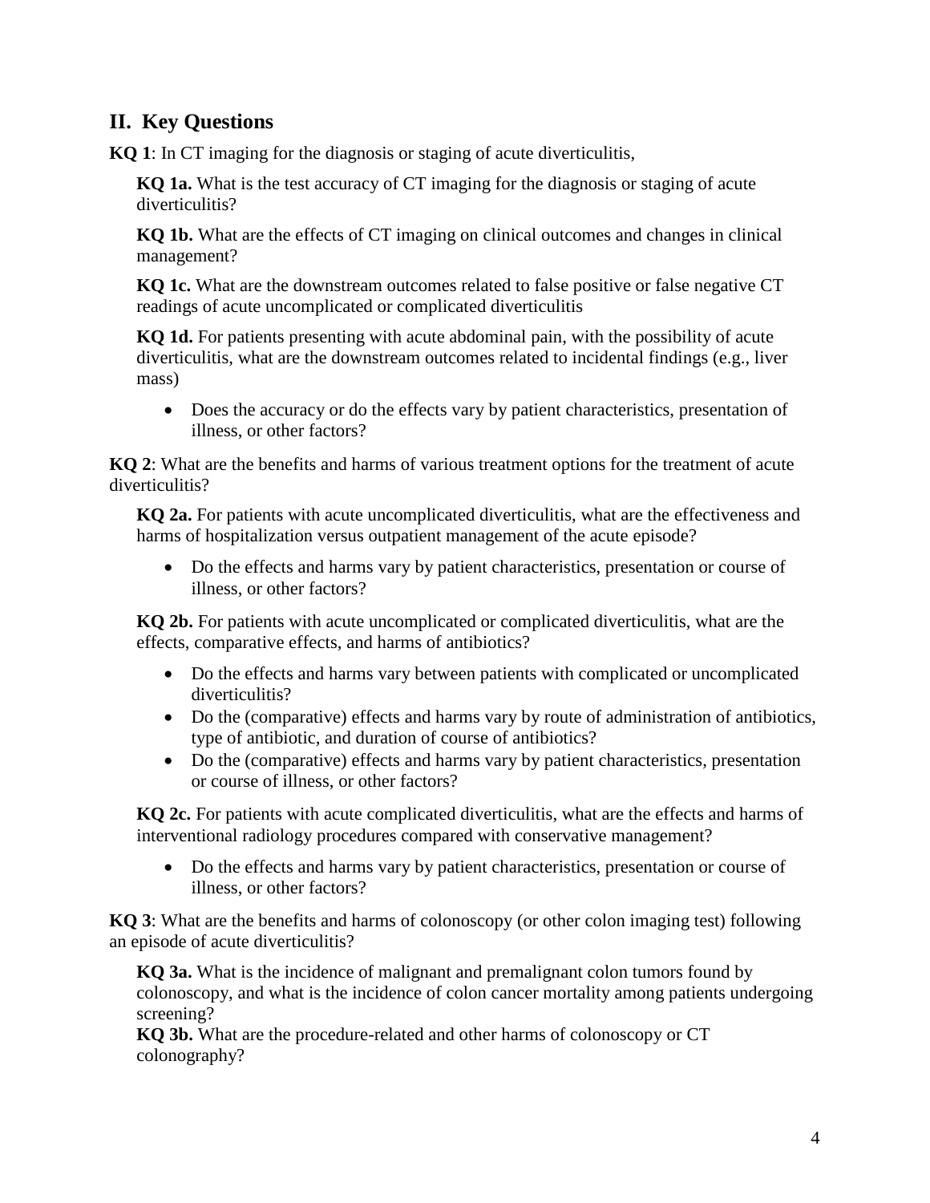## II. Key Questions

**KQ 1**: In CT imaging for the diagnosis or staging of acute diverticulitis,

**KQ 1a.** What is the test accuracy of CT imaging for the diagnosis or staging of acute diverticulitis?

**KQ 1b.** What are the effects of CT imaging on clinical outcomes and changes in clinical management?

**KQ 1c.** What are the downstream outcomes related to false positive or false negative CT readings of acute uncomplicated or complicated diverticulitis

**KQ 1d.** For patients presenting with acute abdominal pain, with the possibility of acute diverticulitis, what are the downstream outcomes related to incidental findings (e.g., liver mass)

- Does the accuracy or do the effects vary by patient characteristics, presentation of illness, or other factors?

**KQ 2**: What are the benefits and harms of various treatment options for the treatment of acute diverticulitis?

**KQ 2a.** For patients with acute uncomplicated diverticulitis, what are the effectiveness and harms of hospitalization versus outpatient management of the acute episode?

- Do the effects and harms vary by patient characteristics, presentation or course of illness, or other factors?

**KQ 2b.** For patients with acute uncomplicated or complicated diverticulitis, what are the effects, comparative effects, and harms of antibiotics?

- Do the effects and harms vary between patients with complicated or uncomplicated diverticulitis?
- Do the (comparative) effects and harms vary by route of administration of antibiotics, type of antibiotic, and duration of course of antibiotics?
- Do the (comparative) effects and harms vary by patient characteristics, presentation or course of illness, or other factors?

**KQ 2c.** For patients with acute complicated diverticulitis, what are the effects and harms of interventional radiology procedures compared with conservative management?

- Do the effects and harms vary by patient characteristics, presentation or course of illness, or other factors?

**KQ 3**: What are the benefits and harms of colonoscopy (or other colon imaging test) following an episode of acute diverticulitis?

**KQ 3a.** What is the incidence of malignant and premalignant colon tumors found by colonoscopy, and what is the incidence of colon cancer mortality among patients undergoing screening?

**KQ 3b.** What are the procedure-related and other harms of colonoscopy or CT colonography?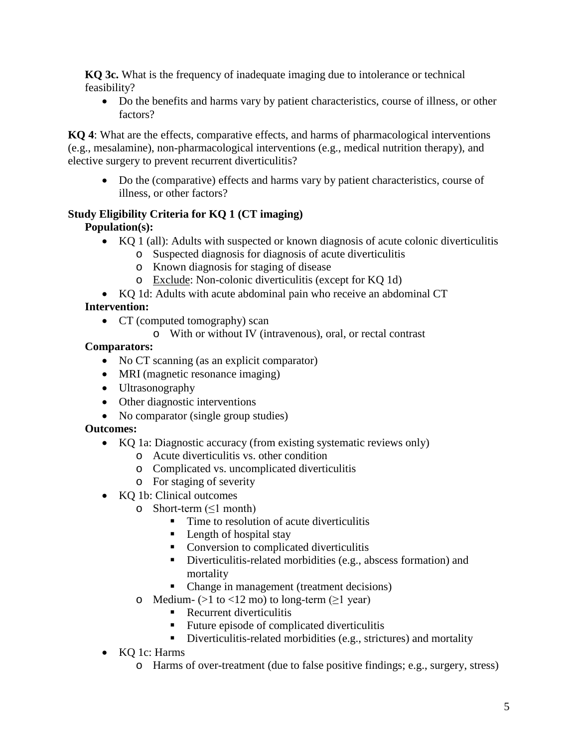**KQ 3c.** What is the frequency of inadequate imaging due to intolerance or technical feasibility?

- Do the benefits and harms vary by patient characteristics, course of illness, or other factors?

**KQ 4**: What are the effects, comparative effects, and harms of pharmacological interventions (e.g., mesalamine), non-pharmacological interventions (e.g., medical nutrition therapy), and elective surgery to prevent recurrent diverticulitis?

- Do the (comparative) effects and harms vary by patient characteristics, course of illness, or other factors?

**Study Eligibility Criteria for KQ 1 (CT imaging)**

**Population(s):**

- KQ 1 (all): Adults with suspected or known diagnosis of acute colonic diverticulitis
  - Suspected diagnosis for diagnosis of acute diverticulitis
  - Known diagnosis for staging of disease
  - Exclude: Non-colonic diverticulitis (except for KQ 1d)
- KQ 1d: Adults with acute abdominal pain who receive an abdominal CT

**Intervention:**

- CT (computed tomography) scan
  - With or without IV (intravenous), oral, or rectal contrast

**Comparators:**

- No CT scanning (as an explicit comparator)
- MRI (magnetic resonance imaging)
- Ultrasonography
- Other diagnostic interventions
- No comparator (single group studies)

**Outcomes:**

- KQ 1a: Diagnostic accuracy (from existing systematic reviews only)
  - Acute diverticulitis vs. other condition
  - Complicated vs. uncomplicated diverticulitis
  - For staging of severity
- KQ 1b: Clinical outcomes
  - Short-term (≤1 month)
    - Time to resolution of acute diverticulitis
    - Length of hospital stay
    - Conversion to complicated diverticulitis
    - Diverticulitis-related morbidities (e.g., abscess formation) and mortality
    - Change in management (treatment decisions)
  - Medium- (>1 to <12 mo) to long-term (≥1 year)
    - Recurrent diverticulitis
    - Future episode of complicated diverticulitis
    - Diverticulitis-related morbidities (e.g., strictures) and mortality
- KQ 1c: Harms
  - Harms of over-treatment (due to false positive findings; e.g., surgery, stress)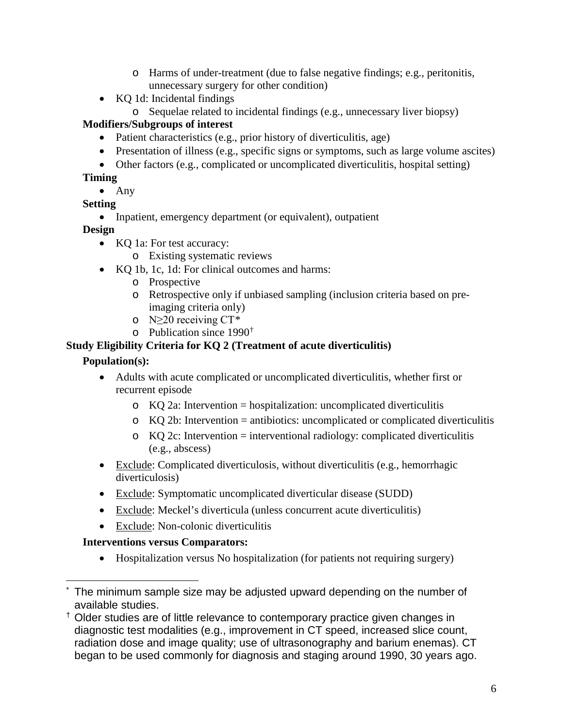- Harms of under-treatment (due to false negative findings; e.g., peritonitis, unnecessary surgery for other condition)
- KQ 1d: Incidental findings
    - Sequelae related to incidental findings (e.g., unnecessary liver biopsy)

**Modifiers/Subgroups of interest**

- Patient characteristics (e.g., prior history of diverticulitis, age)
- Presentation of illness (e.g., specific signs or symptoms, such as large volume ascites)
- Other factors (e.g., complicated or uncomplicated diverticulitis, hospital setting)

**Timing**

- Any

**Setting**

- Inpatient, emergency department (or equivalent), outpatient

**Design**

- KQ 1a: For test accuracy:
    - Existing systematic reviews
- KQ 1b, 1c, 1d: For clinical outcomes and harms:
    - Prospective
    - Retrospective only if unbiased sampling (inclusion criteria based on pre-imaging criteria only)
    - $N \geq 20$ receiving CT*
    - Publication since 1990†

**Study Eligibility Criteria for KQ 2 (Treatment of acute diverticulitis)**

**Population(s):**

- Adults with acute complicated or uncomplicated diverticulitis, whether first or recurrent episode
    - KQ 2a: Intervention = hospitalization: uncomplicated diverticulitis
    - KQ 2b: Intervention = antibiotics: uncomplicated or complicated diverticulitis
    - KQ 2c: Intervention = interventional radiology: complicated diverticulitis (e.g., abscess)
- Exclude: Complicated diverticulosis, without diverticulitis (e.g., hemorrhagic diverticulosis)
- Exclude: Symptomatic uncomplicated diverticular disease (SUDD)
- Exclude: Meckel's diverticula (unless concurrent acute diverticulitis)
- Exclude: Non-colonic diverticulitis

**Interventions versus Comparators:**

- Hospitalization versus No hospitalization (for patients not requiring surgery)

---

\* The minimum sample size may be adjusted upward depending on the number of available studies.

† Older studies are of little relevance to contemporary practice given changes in diagnostic test modalities (e.g., improvement in CT speed, increased slice count, radiation dose and image quality; use of ultrasonography and barium enemas). CT began to be used commonly for diagnosis and staging around 1990, 30 years ago.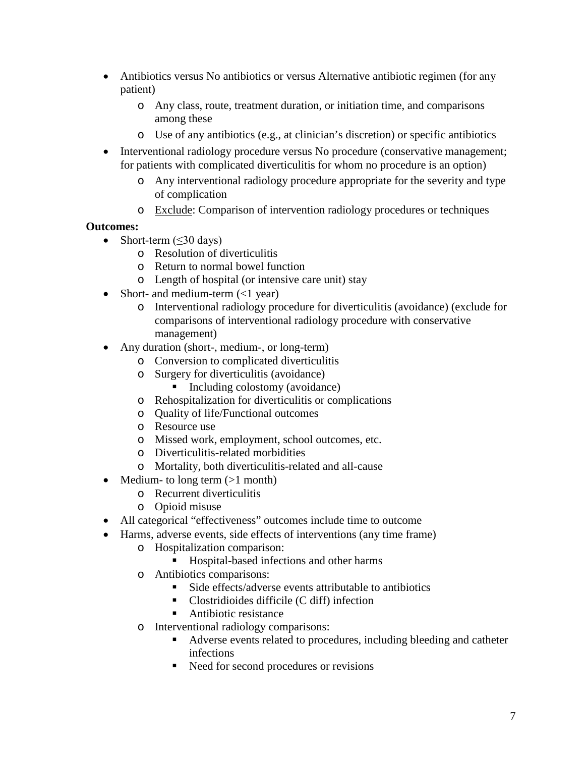- Antibiotics versus No antibiotics or versus Alternative antibiotic regimen (for any patient)
    - Any class, route, treatment duration, or initiation time, and comparisons among these
    - Use of any antibiotics (e.g., at clinician's discretion) or specific antibiotics
- Interventional radiology procedure versus No procedure (conservative management; for patients with complicated diverticulitis for whom no procedure is an option)
    - Any interventional radiology procedure appropriate for the severity and type of complication
    - Exclude: Comparison of intervention radiology procedures or techniques

**Outcomes:**

- Short-term (≤30 days)
    - Resolution of diverticulitis
    - Return to normal bowel function
    - Length of hospital (or intensive care unit) stay
- Short- and medium-term (<1 year)
    - Interventional radiology procedure for diverticulitis (avoidance) (exclude for comparisons of interventional radiology procedure with conservative management)
- Any duration (short-, medium-, or long-term)
    - Conversion to complicated diverticulitis
    - Surgery for diverticulitis (avoidance)
        - Including colostomy (avoidance)
    - Rehospitalization for diverticulitis or complications
    - Quality of life/Functional outcomes
    - Resource use
    - Missed work, employment, school outcomes, etc.
    - Diverticulitis-related morbidities
    - Mortality, both diverticulitis-related and all-cause
- Medium- to long term (>1 month)
    - Recurrent diverticulitis
    - Opioid misuse
- All categorical "effectiveness" outcomes include time to outcome
- Harms, adverse events, side effects of interventions (any time frame)
    - Hospitalization comparison:
        - Hospital-based infections and other harms
    - Antibiotics comparisons:
        - Side effects/adverse events attributable to antibiotics
        - Clostridioides difficile (C diff) infection
        - Antibiotic resistance
    - Interventional radiology comparisons:
        - Adverse events related to procedures, including bleeding and catheter infections
        - Need for second procedures or revisions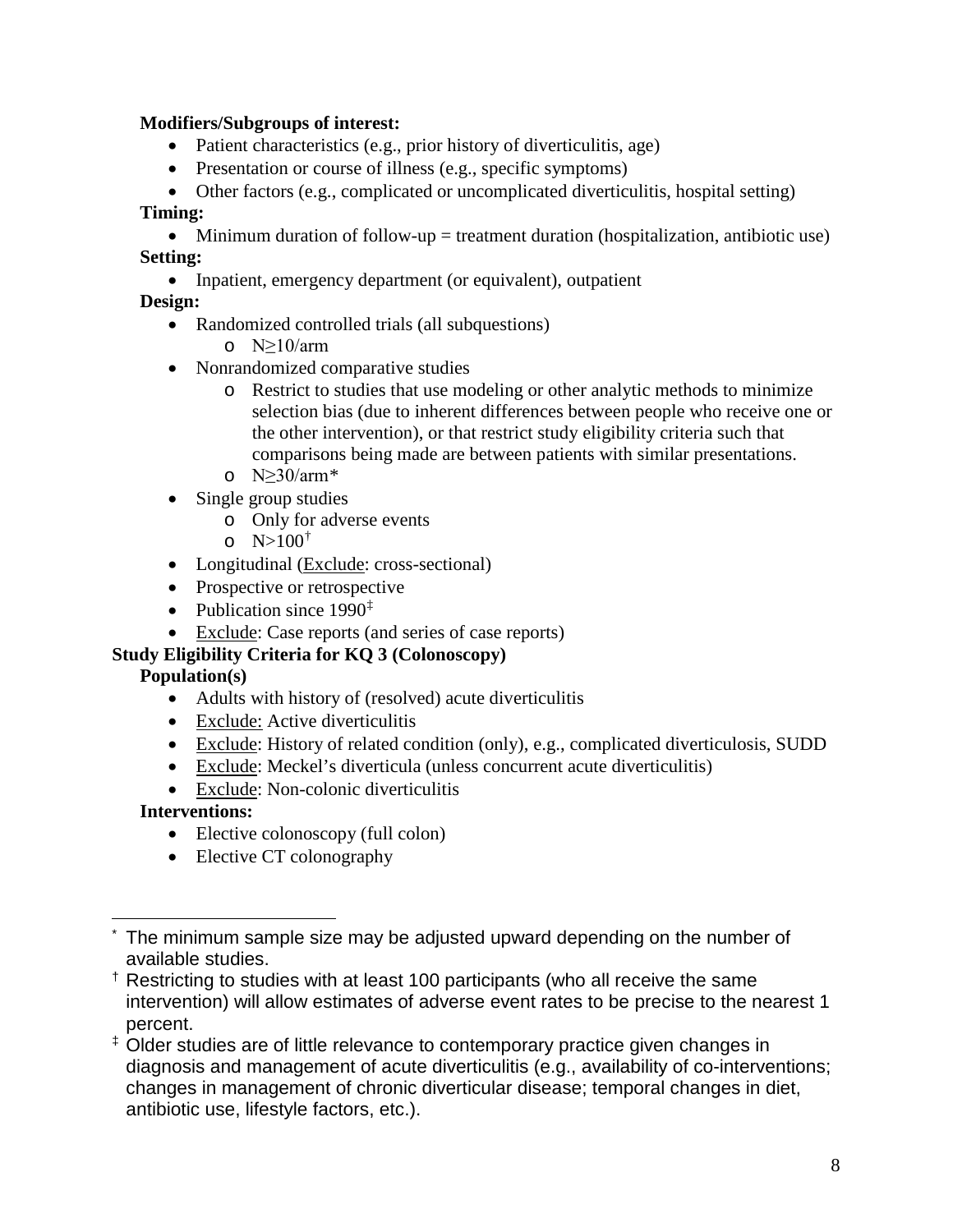**Modifiers/Subgroups of interest:**

- Patient characteristics (e.g., prior history of diverticulitis, age)
- Presentation or course of illness (e.g., specific symptoms)
- Other factors (e.g., complicated or uncomplicated diverticulitis, hospital setting)

**Timing:**

- Minimum duration of follow-up = treatment duration (hospitalization, antibiotic use)

**Setting:**

- Inpatient, emergency department (or equivalent), outpatient

**Design:**

- Randomized controlled trials (all subquestions)
  - N≥10/arm
- Nonrandomized comparative studies
  - Restrict to studies that use modeling or other analytic methods to minimize selection bias (due to inherent differences between people who receive one or the other intervention), or that restrict study eligibility criteria such that comparisons being made are between patients with similar presentations.
  - N≥30/arm*
- Single group studies
  - Only for adverse events
  - N>100†
- Longitudinal (<u>Exclude</u>: cross-sectional)
- Prospective or retrospective
- Publication since 1990‡
- <u>Exclude</u>: Case reports (and series of case reports)

**Study Eligibility Criteria for KQ 3 (Colonoscopy)**

**Population(s)**

- Adults with history of (resolved) acute diverticulitis
- <u>Exclude:</u> Active diverticulitis
- <u>Exclude</u>: History of related condition (only), e.g., complicated diverticulosis, SUDD
- <u>Exclude</u>: Meckel's diverticula (unless concurrent acute diverticulitis)
- <u>Exclude</u>: Non-colonic diverticulitis

**Interventions:**

- Elective colonoscopy (full colon)
- Elective CT colonography

---

\* The minimum sample size may be adjusted upward depending on the number of available studies.

† Restricting to studies with at least 100 participants (who all receive the same intervention) will allow estimates of adverse event rates to be precise to the nearest 1 percent.

‡ Older studies are of little relevance to contemporary practice given changes in diagnosis and management of acute diverticulitis (e.g., availability of co-interventions; changes in management of chronic diverticular disease; temporal changes in diet, antibiotic use, lifestyle factors, etc.).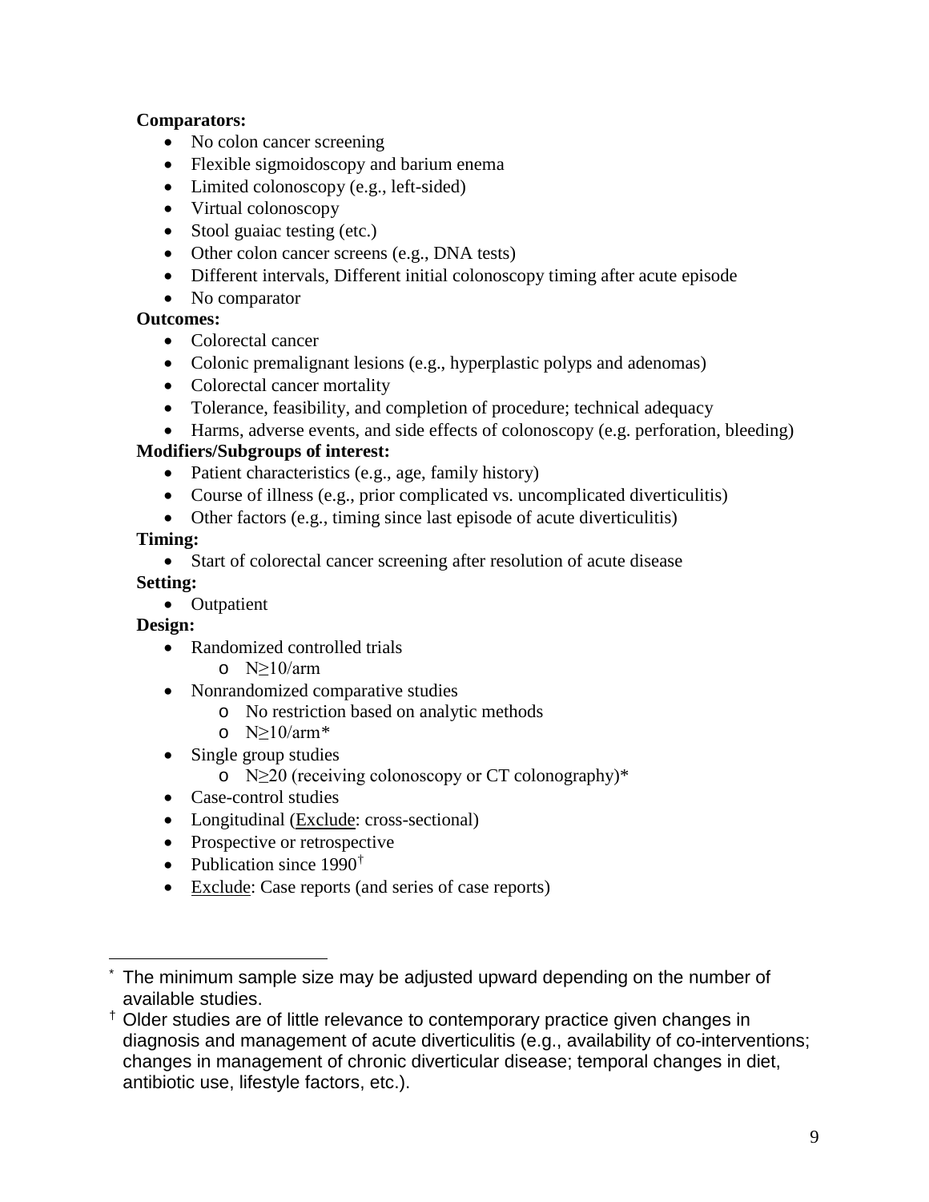**Comparators:**

- No colon cancer screening
- Flexible sigmoidoscopy and barium enema
- Limited colonoscopy (e.g., left-sided)
- Virtual colonoscopy
- Stool guaiac testing (etc.)
- Other colon cancer screens (e.g., DNA tests)
- Different intervals, Different initial colonoscopy timing after acute episode
- No comparator

**Outcomes:**

- Colorectal cancer
- Colonic premalignant lesions (e.g., hyperplastic polyps and adenomas)
- Colorectal cancer mortality
- Tolerance, feasibility, and completion of procedure; technical adequacy
- Harms, adverse events, and side effects of colonoscopy (e.g. perforation, bleeding)

**Modifiers/Subgroups of interest:**

- Patient characteristics (e.g., age, family history)
- Course of illness (e.g., prior complicated vs. uncomplicated diverticulitis)
- Other factors (e.g., timing since last episode of acute diverticulitis)

**Timing:**

- Start of colorectal cancer screening after resolution of acute disease

**Setting:**

- Outpatient

**Design:**

- Randomized controlled trials
  - N≥10/arm
- Nonrandomized comparative studies
  - No restriction based on analytic methods
  - N≥10/arm*
- Single group studies
  - N≥20 (receiving colonoscopy or CT colonography)*
- Case-control studies
- Longitudinal (<u>Exclude</u>: cross-sectional)
- Prospective or retrospective
- Publication since 1990†
- <u>Exclude</u>: Case reports (and series of case reports)

---

* The minimum sample size may be adjusted upward depending on the number of available studies.

† Older studies are of little relevance to contemporary practice given changes in diagnosis and management of acute diverticulitis (e.g., availability of co-interventions; changes in management of chronic diverticular disease; temporal changes in diet, antibiotic use, lifestyle factors, etc.).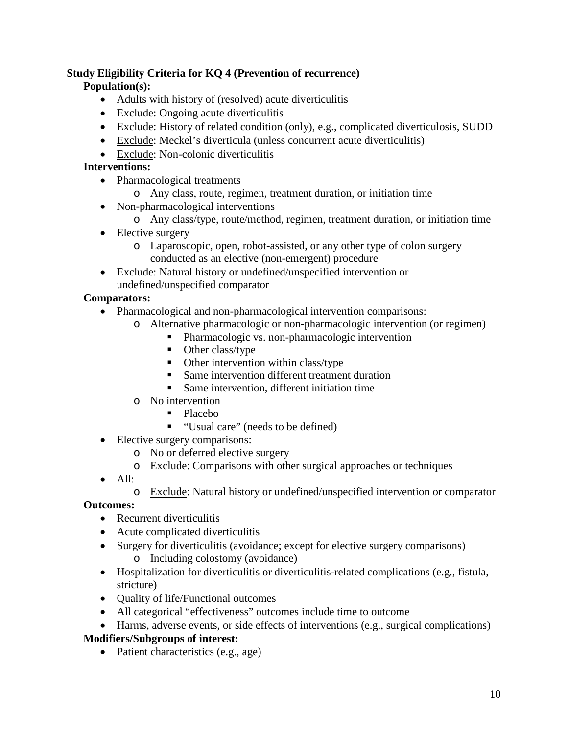**Study Eligibility Criteria for KQ 4 (Prevention of recurrence)**

**Population(s):**

- Adults with history of (resolved) acute diverticulitis
- Exclude: Ongoing acute diverticulitis
- Exclude: History of related condition (only), e.g., complicated diverticulosis, SUDD
- Exclude: Meckel's diverticula (unless concurrent acute diverticulitis)
- Exclude: Non-colonic diverticulitis

**Interventions:**

- Pharmacological treatments
  - Any class, route, regimen, treatment duration, or initiation time
- Non-pharmacological interventions
  - Any class/type, route/method, regimen, treatment duration, or initiation time
- Elective surgery
  - Laparoscopic, open, robot-assisted, or any other type of colon surgery conducted as an elective (non-emergent) procedure
- Exclude: Natural history or undefined/unspecified intervention or undefined/unspecified comparator

**Comparators:**

- Pharmacological and non-pharmacological intervention comparisons:
  - Alternative pharmacologic or non-pharmacologic intervention (or regimen)
    - Pharmacologic vs. non-pharmacologic intervention
    - Other class/type
    - Other intervention within class/type
    - Same intervention different treatment duration
    - Same intervention, different initiation time
  - No intervention
    - Placebo
    - "Usual care" (needs to be defined)
- Elective surgery comparisons:
  - No or deferred elective surgery
  - Exclude: Comparisons with other surgical approaches or techniques
- All:
  - Exclude: Natural history or undefined/unspecified intervention or comparator

**Outcomes:**

- Recurrent diverticulitis
- Acute complicated diverticulitis
- Surgery for diverticulitis (avoidance; except for elective surgery comparisons)
  - Including colostomy (avoidance)
- Hospitalization for diverticulitis or diverticulitis-related complications (e.g., fistula, stricture)
- Quality of life/Functional outcomes
- All categorical "effectiveness" outcomes include time to outcome
- Harms, adverse events, or side effects of interventions (e.g., surgical complications)

**Modifiers/Subgroups of interest:**

- Patient characteristics (e.g., age)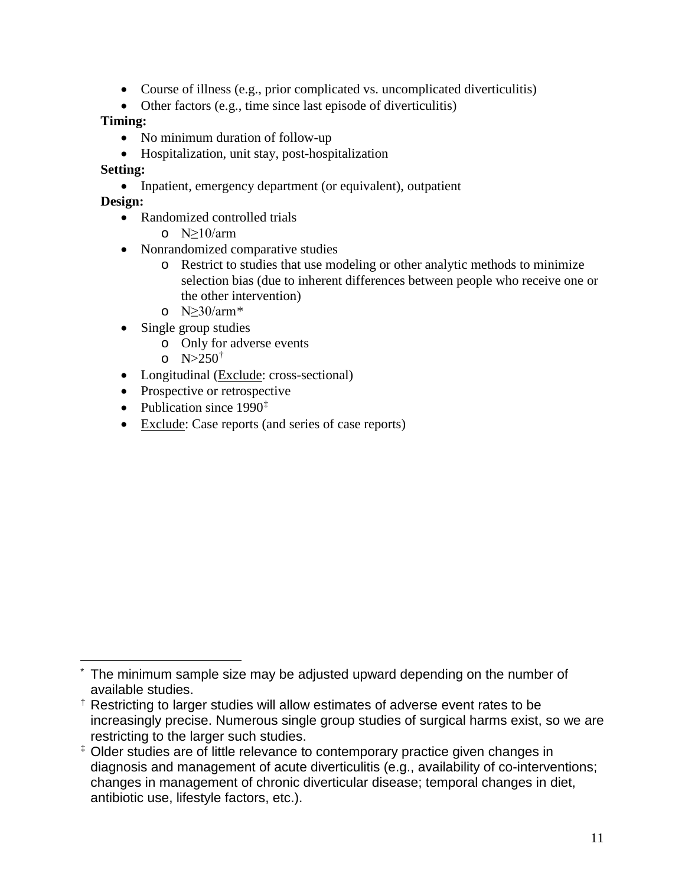- Course of illness (e.g., prior complicated vs. uncomplicated diverticulitis)
- Other factors (e.g., time since last episode of diverticulitis)

**Timing:**

- No minimum duration of follow-up
- Hospitalization, unit stay, post-hospitalization

**Setting:**

- Inpatient, emergency department (or equivalent), outpatient

**Design:**

- Randomized controlled trials
    - N≥10/arm
- Nonrandomized comparative studies
    - Restrict to studies that use modeling or other analytic methods to minimize selection bias (due to inherent differences between people who receive one or the other intervention)
    - N≥30/arm*
- Single group studies
    - Only for adverse events
    - N>250†
- Longitudinal (Exclude: cross-sectional)
- Prospective or retrospective
- Publication since 1990‡
- Exclude: Case reports (and series of case reports)

---

* The minimum sample size may be adjusted upward depending on the number of available studies.

† Restricting to larger studies will allow estimates of adverse event rates to be increasingly precise. Numerous single group studies of surgical harms exist, so we are restricting to the larger such studies.

‡ Older studies are of little relevance to contemporary practice given changes in diagnosis and management of acute diverticulitis (e.g., availability of co-interventions; changes in management of chronic diverticular disease; temporal changes in diet, antibiotic use, lifestyle factors, etc.).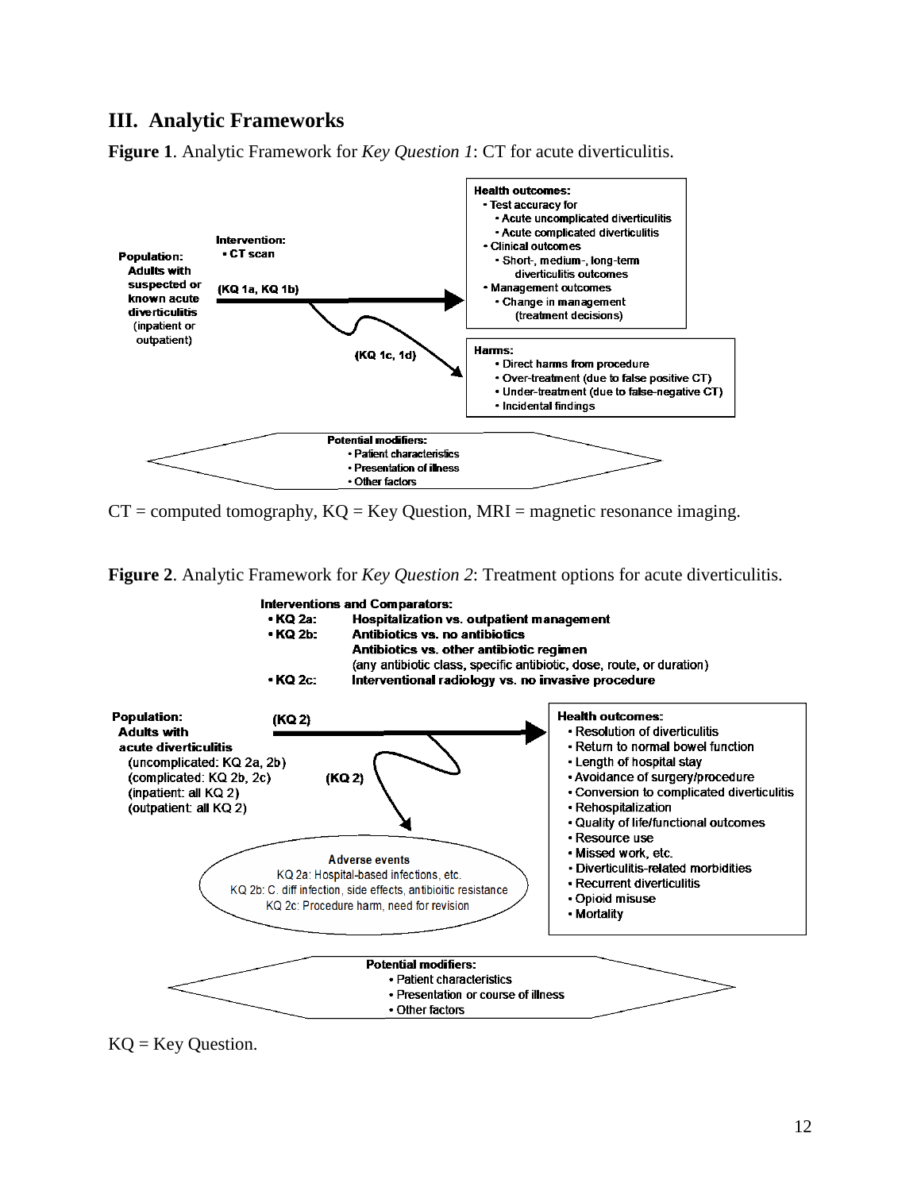## III. Analytic Frameworks

**Figure 1**. Analytic Framework for *Key Question 1*: CT for acute diverticulitis.

**Population:** Adults with suspected or known acute diverticulitis (inpatient or outpatient)

**Intervention:**
- CT scan

(KQ 1a, KQ 1b)

**Health outcomes:**
- Test accuracy for
  - Acute uncomplicated diverticulitis
  - Acute complicated diverticulitis
- Clinical outcomes
  - Short-, medium-, long-term diverticulitis outcomes
- Management outcomes
  - Change in management (treatment decisions)

(KQ 1c, 1d)

**Harms:**
- Direct harms from procedure
- Over-treatment (due to false positive CT)
- Under-treatment (due to false-negative CT)
- Incidental findings

**Potential modifiers:**
- Patient characteristics
- Presentation of illness
- Other factors

CT = computed tomography, KQ = Key Question, MRI = magnetic resonance imaging.

**Figure 2**. Analytic Framework for *Key Question 2*: Treatment options for acute diverticulitis.

**Interventions and Comparators:**
- KQ 2a: Hospitalization vs. outpatient management
- KQ 2b: Antibiotics vs. no antibiotics
  Antibiotics vs. other antibiotic regimen
  (any antibiotic class, specific antibiotic, dose, route, or duration)
- KQ 2c: Interventional radiology vs. no invasive procedure

**Population:** Adults with acute diverticulitis
(uncomplicated: KQ 2a, 2b)
(complicated: KQ 2b, 2c)
(inpatient: all KQ 2)
(outpatient: all KQ 2)

(KQ 2)

**Health outcomes:**
- Resolution of diverticulitis
- Return to normal bowel function
- Length of hospital stay
- Avoidance of surgery/procedure
- Conversion to complicated diverticulitis
- Rehospitalization
- Quality of life/functional outcomes
- Resource use
- Missed work, etc.
- Diverticulitis-related morbidities
- Recurrent diverticulitis
- Opioid misuse
- Mortality

(KQ 2)

**Adverse events**
KQ 2a: Hospital-based infections, etc.
KQ 2b: C. diff infection, side effects, antibioitic resistance
KQ 2c: Procedure harm, need for revision

**Potential modifiers:**
- Patient characteristics
- Presentation or course of illness
- Other factors

KQ = Key Question.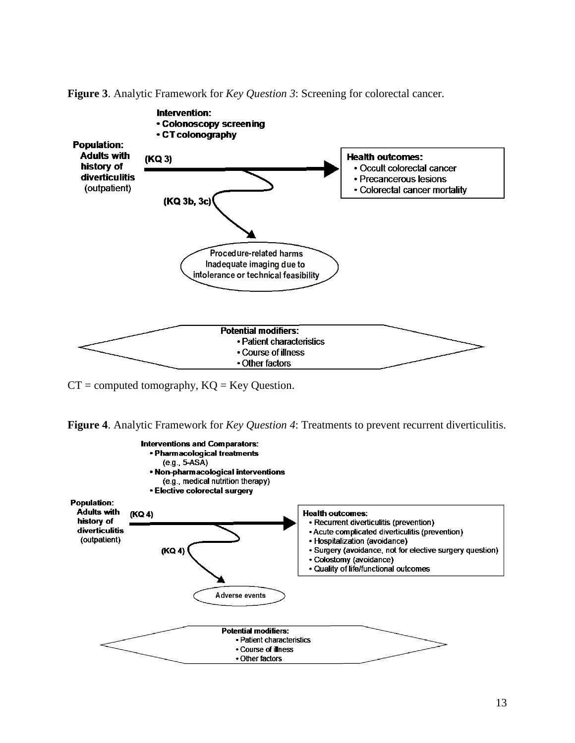**Figure 3**. Analytic Framework for *Key Question 3*: Screening for colorectal cancer.

**Intervention:**
- **Colonoscopy screening**
- **CT colonography**

**Population:** **Adults with history of diverticulitis** (outpatient)

**(KQ 3)**

**Health outcomes:**
- Occult colorectal cancer
- Precancerous lesions
- Colorectal cancer mortality

**(KQ 3b, 3c)**

Procedure-related harms
Inadequate imaging due to intolerance or technical feasibility

**Potential modifiers:**
- Patient characteristics
- Course of illness
- Other factors

CT = computed tomography, KQ = Key Question.

**Figure 4**. Analytic Framework for *Key Question 4*: Treatments to prevent recurrent diverticulitis.

**Interventions and Comparators:**
- **Pharmacological treatments** (e.g., 5-ASA)
- **Non-pharmacological interventions** (e.g., medical nutrition therapy)
- **Elective colorectal surgery**

**Population:** **Adults with history of diverticulitis** (outpatient)

**(KQ 4)**

**Health outcomes:**
- Recurrent diverticulitis (prevention)
- Acute complicated diverticulitis (prevention)
- Hospitalization (avoidance)
- Surgery (avoidance, not for elective surgery question)
- Colostomy (avoidance)
- Quality of life/functional outcomes

**(KQ 4)**

Adverse events

**Potential modifiers:**
- Patient characteristics
- Course of illness
- Other factors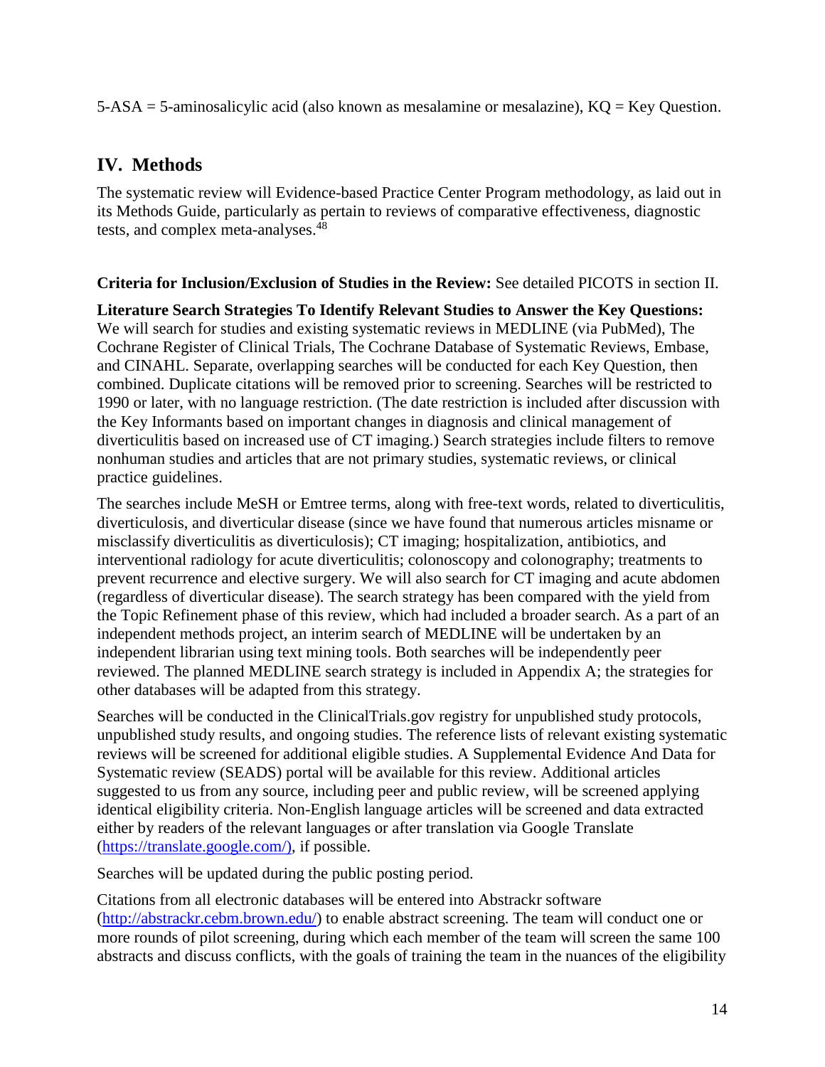5-ASA = 5-aminosalicylic acid (also known as mesalamine or mesalazine), KQ = Key Question.

## IV. Methods

The systematic review will Evidence-based Practice Center Program methodology, as laid out in its Methods Guide, particularly as pertain to reviews of comparative effectiveness, diagnostic tests, and complex meta-analyses.[48]

**Criteria for Inclusion/Exclusion of Studies in the Review:** See detailed PICOTS in section II.

**Literature Search Strategies To Identify Relevant Studies to Answer the Key Questions:** We will search for studies and existing systematic reviews in MEDLINE (via PubMed), The Cochrane Register of Clinical Trials, The Cochrane Database of Systematic Reviews, Embase, and CINAHL. Separate, overlapping searches will be conducted for each Key Question, then combined. Duplicate citations will be removed prior to screening. Searches will be restricted to 1990 or later, with no language restriction. (The date restriction is included after discussion with the Key Informants based on important changes in diagnosis and clinical management of diverticulitis based on increased use of CT imaging.) Search strategies include filters to remove nonhuman studies and articles that are not primary studies, systematic reviews, or clinical practice guidelines.

The searches include MeSH or Emtree terms, along with free-text words, related to diverticulitis, diverticulosis, and diverticular disease (since we have found that numerous articles misname or misclassify diverticulitis as diverticulosis); CT imaging; hospitalization, antibiotics, and interventional radiology for acute diverticulitis; colonoscopy and colonography; treatments to prevent recurrence and elective surgery. We will also search for CT imaging and acute abdomen (regardless of diverticular disease). The search strategy has been compared with the yield from the Topic Refinement phase of this review, which had included a broader search. As a part of an independent methods project, an interim search of MEDLINE will be undertaken by an independent librarian using text mining tools. Both searches will be independently peer reviewed. The planned MEDLINE search strategy is included in Appendix A; the strategies for other databases will be adapted from this strategy.

Searches will be conducted in the ClinicalTrials.gov registry for unpublished study protocols, unpublished study results, and ongoing studies. The reference lists of relevant existing systematic reviews will be screened for additional eligible studies. A Supplemental Evidence And Data for Systematic review (SEADS) portal will be available for this review. Additional articles suggested to us from any source, including peer and public review, will be screened applying identical eligibility criteria. Non-English language articles will be screened and data extracted either by readers of the relevant languages or after translation via Google Translate (https://translate.google.com/), if possible.

Searches will be updated during the public posting period.

Citations from all electronic databases will be entered into Abstrackr software (http://abstrackr.cebm.brown.edu/) to enable abstract screening. The team will conduct one or more rounds of pilot screening, during which each member of the team will screen the same 100 abstracts and discuss conflicts, with the goals of training the team in the nuances of the eligibility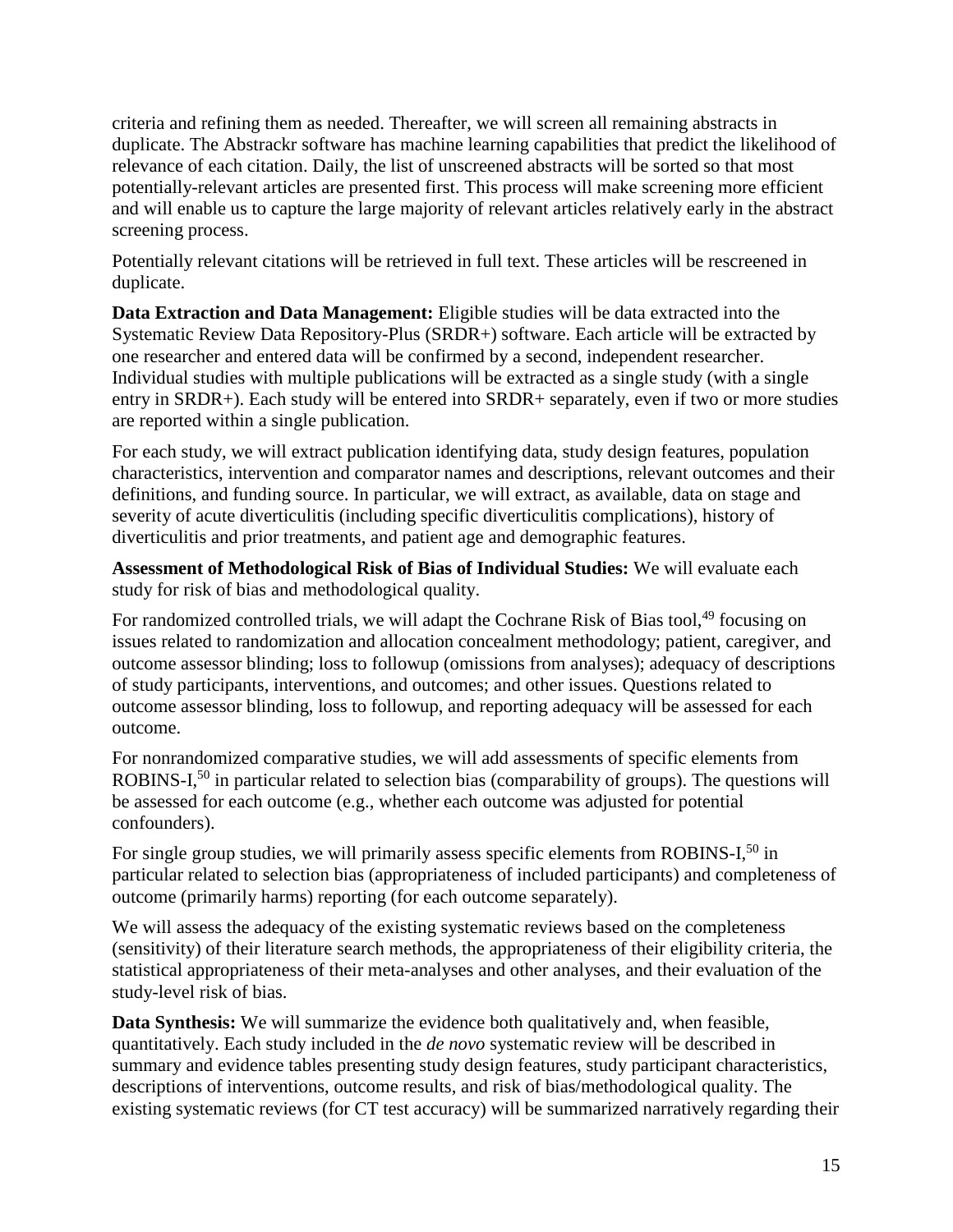criteria and refining them as needed. Thereafter, we will screen all remaining abstracts in duplicate. The Abstrackr software has machine learning capabilities that predict the likelihood of relevance of each citation. Daily, the list of unscreened abstracts will be sorted so that most potentially-relevant articles are presented first. This process will make screening more efficient and will enable us to capture the large majority of relevant articles relatively early in the abstract screening process.

Potentially relevant citations will be retrieved in full text. These articles will be rescreened in duplicate.

**Data Extraction and Data Management:** Eligible studies will be data extracted into the Systematic Review Data Repository-Plus (SRDR+) software. Each article will be extracted by one researcher and entered data will be confirmed by a second, independent researcher. Individual studies with multiple publications will be extracted as a single study (with a single entry in SRDR+). Each study will be entered into SRDR+ separately, even if two or more studies are reported within a single publication.

For each study, we will extract publication identifying data, study design features, population characteristics, intervention and comparator names and descriptions, relevant outcomes and their definitions, and funding source. In particular, we will extract, as available, data on stage and severity of acute diverticulitis (including specific diverticulitis complications), history of diverticulitis and prior treatments, and patient age and demographic features.

**Assessment of Methodological Risk of Bias of Individual Studies:** We will evaluate each study for risk of bias and methodological quality.

For randomized controlled trials, we will adapt the Cochrane Risk of Bias tool,[49] focusing on issues related to randomization and allocation concealment methodology; patient, caregiver, and outcome assessor blinding; loss to followup (omissions from analyses); adequacy of descriptions of study participants, interventions, and outcomes; and other issues. Questions related to outcome assessor blinding, loss to followup, and reporting adequacy will be assessed for each outcome.

For nonrandomized comparative studies, we will add assessments of specific elements from ROBINS-I,[50] in particular related to selection bias (comparability of groups). The questions will be assessed for each outcome (e.g., whether each outcome was adjusted for potential confounders).

For single group studies, we will primarily assess specific elements from ROBINS-I,[50] in particular related to selection bias (appropriateness of included participants) and completeness of outcome (primarily harms) reporting (for each outcome separately).

We will assess the adequacy of the existing systematic reviews based on the completeness (sensitivity) of their literature search methods, the appropriateness of their eligibility criteria, the statistical appropriateness of their meta-analyses and other analyses, and their evaluation of the study-level risk of bias.

**Data Synthesis:** We will summarize the evidence both qualitatively and, when feasible, quantitatively. Each study included in the *de novo* systematic review will be described in summary and evidence tables presenting study design features, study participant characteristics, descriptions of interventions, outcome results, and risk of bias/methodological quality. The existing systematic reviews (for CT test accuracy) will be summarized narratively regarding their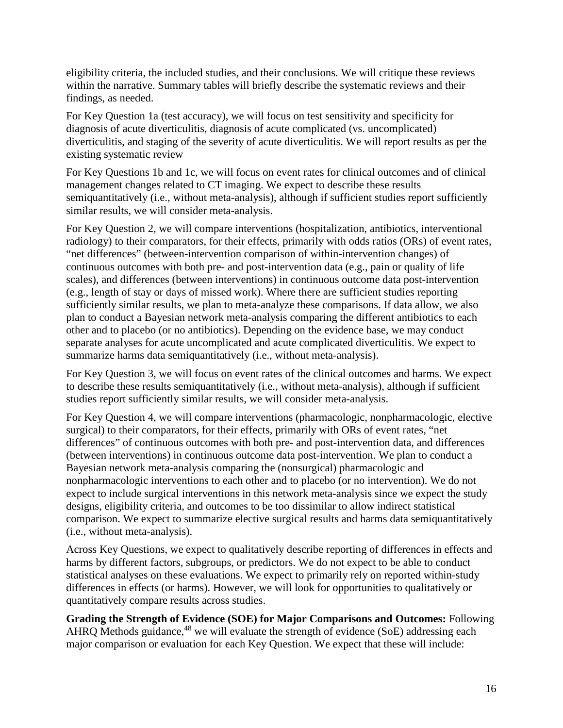eligibility criteria, the included studies, and their conclusions. We will critique these reviews within the narrative. Summary tables will briefly describe the systematic reviews and their findings, as needed.

For Key Question 1a (test accuracy), we will focus on test sensitivity and specificity for diagnosis of acute diverticulitis, diagnosis of acute complicated (vs. uncomplicated) diverticulitis, and staging of the severity of acute diverticulitis. We will report results as per the existing systematic review

For Key Questions 1b and 1c, we will focus on event rates for clinical outcomes and of clinical management changes related to CT imaging. We expect to describe these results semiquantitatively (i.e., without meta-analysis), although if sufficient studies report sufficiently similar results, we will consider meta-analysis.

For Key Question 2, we will compare interventions (hospitalization, antibiotics, interventional radiology) to their comparators, for their effects, primarily with odds ratios (ORs) of event rates, "net differences" (between-intervention comparison of within-intervention changes) of continuous outcomes with both pre- and post-intervention data (e.g., pain or quality of life scales), and differences (between interventions) in continuous outcome data post-intervention (e.g., length of stay or days of missed work). Where there are sufficient studies reporting sufficiently similar results, we plan to meta-analyze these comparisons. If data allow, we also plan to conduct a Bayesian network meta-analysis comparing the different antibiotics to each other and to placebo (or no antibiotics). Depending on the evidence base, we may conduct separate analyses for acute uncomplicated and acute complicated diverticulitis. We expect to summarize harms data semiquantitatively (i.e., without meta-analysis).

For Key Question 3, we will focus on event rates of the clinical outcomes and harms. We expect to describe these results semiquantitatively (i.e., without meta-analysis), although if sufficient studies report sufficiently similar results, we will consider meta-analysis.

For Key Question 4, we will compare interventions (pharmacologic, nonpharmacologic, elective surgical) to their comparators, for their effects, primarily with ORs of event rates, "net differences" of continuous outcomes with both pre- and post-intervention data, and differences (between interventions) in continuous outcome data post-intervention. We plan to conduct a Bayesian network meta-analysis comparing the (nonsurgical) pharmacologic and nonpharmacologic interventions to each other and to placebo (or no intervention). We do not expect to include surgical interventions in this network meta-analysis since we expect the study designs, eligibility criteria, and outcomes to be too dissimilar to allow indirect statistical comparison. We expect to summarize elective surgical results and harms data semiquantitatively (i.e., without meta-analysis).

Across Key Questions, we expect to qualitatively describe reporting of differences in effects and harms by different factors, subgroups, or predictors. We do not expect to be able to conduct statistical analyses on these evaluations. We expect to primarily rely on reported within-study differences in effects (or harms). However, we will look for opportunities to qualitatively or quantitatively compare results across studies.

**Grading the Strength of Evidence (SOE) for Major Comparisons and Outcomes:** Following AHRQ Methods guidance,[48] we will evaluate the strength of evidence (SoE) addressing each major comparison or evaluation for each Key Question. We expect that these will include: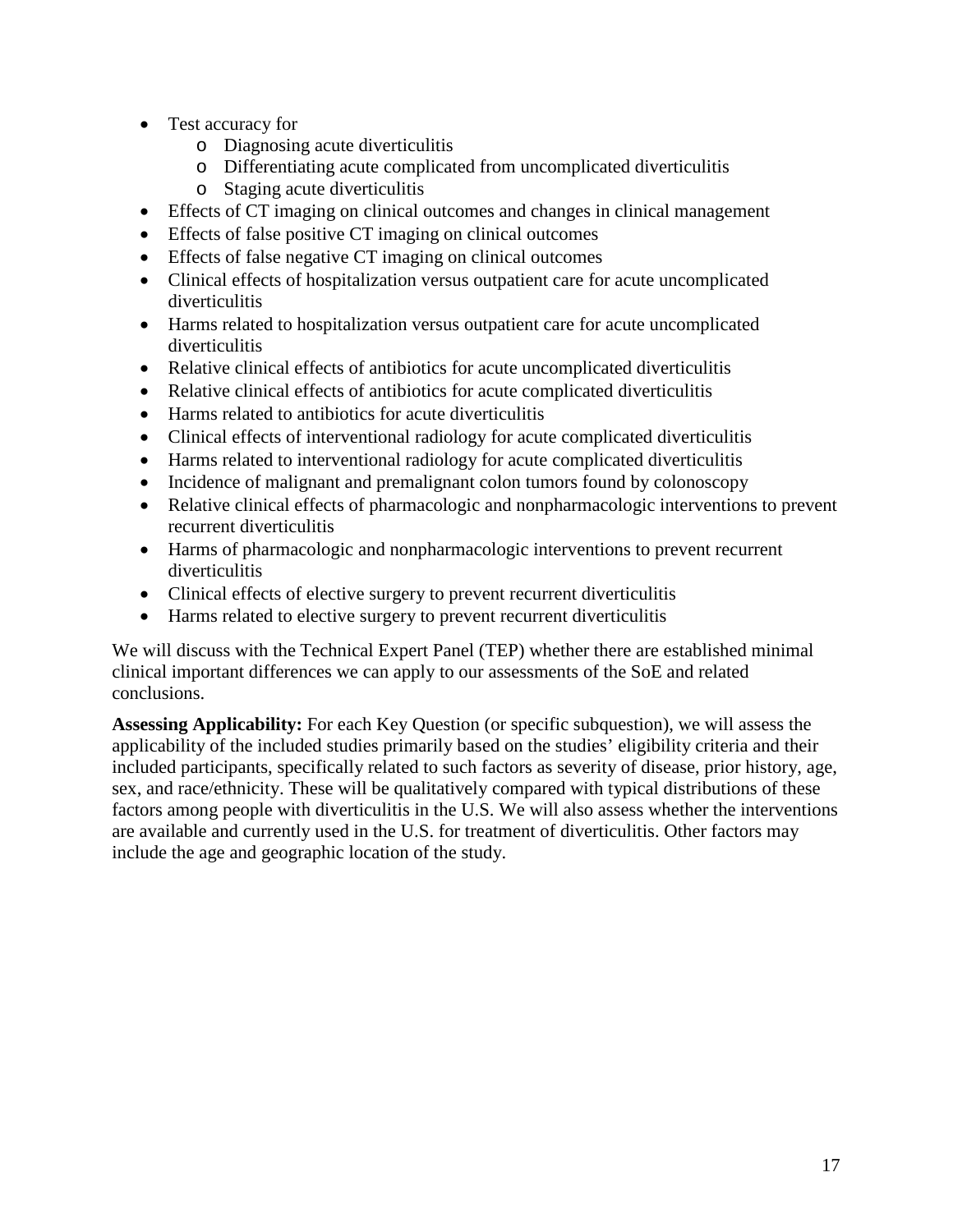- Test accuracy for
  - Diagnosing acute diverticulitis
  - Differentiating acute complicated from uncomplicated diverticulitis
  - Staging acute diverticulitis
- Effects of CT imaging on clinical outcomes and changes in clinical management
- Effects of false positive CT imaging on clinical outcomes
- Effects of false negative CT imaging on clinical outcomes
- Clinical effects of hospitalization versus outpatient care for acute uncomplicated diverticulitis
- Harms related to hospitalization versus outpatient care for acute uncomplicated diverticulitis
- Relative clinical effects of antibiotics for acute uncomplicated diverticulitis
- Relative clinical effects of antibiotics for acute complicated diverticulitis
- Harms related to antibiotics for acute diverticulitis
- Clinical effects of interventional radiology for acute complicated diverticulitis
- Harms related to interventional radiology for acute complicated diverticulitis
- Incidence of malignant and premalignant colon tumors found by colonoscopy
- Relative clinical effects of pharmacologic and nonpharmacologic interventions to prevent recurrent diverticulitis
- Harms of pharmacologic and nonpharmacologic interventions to prevent recurrent diverticulitis
- Clinical effects of elective surgery to prevent recurrent diverticulitis
- Harms related to elective surgery to prevent recurrent diverticulitis

We will discuss with the Technical Expert Panel (TEP) whether there are established minimal clinical important differences we can apply to our assessments of the SoE and related conclusions.

**Assessing Applicability:** For each Key Question (or specific subquestion), we will assess the applicability of the included studies primarily based on the studies' eligibility criteria and their included participants, specifically related to such factors as severity of disease, prior history, age, sex, and race/ethnicity. These will be qualitatively compared with typical distributions of these factors among people with diverticulitis in the U.S. We will also assess whether the interventions are available and currently used in the U.S. for treatment of diverticulitis. Other factors may include the age and geographic location of the study.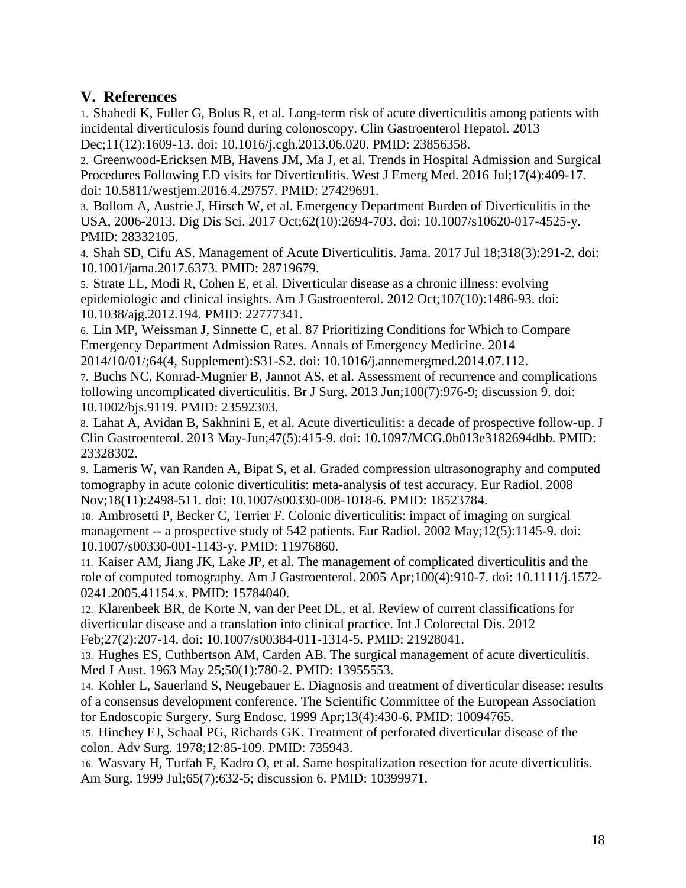## V. References

1. Shahedi K, Fuller G, Bolus R, et al. Long-term risk of acute diverticulitis among patients with incidental diverticulosis found during colonoscopy. Clin Gastroenterol Hepatol. 2013 Dec;11(12):1609-13. doi: 10.1016/j.cgh.2013.06.020. PMID: 23856358.
2. Greenwood-Ericksen MB, Havens JM, Ma J, et al. Trends in Hospital Admission and Surgical Procedures Following ED visits for Diverticulitis. West J Emerg Med. 2016 Jul;17(4):409-17. doi: 10.5811/westjem.2016.4.29757. PMID: 27429691.
3. Bollom A, Austrie J, Hirsch W, et al. Emergency Department Burden of Diverticulitis in the USA, 2006-2013. Dig Dis Sci. 2017 Oct;62(10):2694-703. doi: 10.1007/s10620-017-4525-y. PMID: 28332105.
4. Shah SD, Cifu AS. Management of Acute Diverticulitis. Jama. 2017 Jul 18;318(3):291-2. doi: 10.1001/jama.2017.6373. PMID: 28719679.
5. Strate LL, Modi R, Cohen E, et al. Diverticular disease as a chronic illness: evolving epidemiologic and clinical insights. Am J Gastroenterol. 2012 Oct;107(10):1486-93. doi: 10.1038/ajg.2012.194. PMID: 22777341.
6. Lin MP, Weissman J, Sinnette C, et al. 87 Prioritizing Conditions for Which to Compare Emergency Department Admission Rates. Annals of Emergency Medicine. 2014 2014/10/01/;64(4, Supplement):S31-S2. doi: 10.1016/j.annemergmed.2014.07.112.
7. Buchs NC, Konrad-Mugnier B, Jannot AS, et al. Assessment of recurrence and complications following uncomplicated diverticulitis. Br J Surg. 2013 Jun;100(7):976-9; discussion 9. doi: 10.1002/bjs.9119. PMID: 23592303.
8. Lahat A, Avidan B, Sakhnini E, et al. Acute diverticulitis: a decade of prospective follow-up. J Clin Gastroenterol. 2013 May-Jun;47(5):415-9. doi: 10.1097/MCG.0b013e3182694dbb. PMID: 23328302.
9. Lameris W, van Randen A, Bipat S, et al. Graded compression ultrasonography and computed tomography in acute colonic diverticulitis: meta-analysis of test accuracy. Eur Radiol. 2008 Nov;18(11):2498-511. doi: 10.1007/s00330-008-1018-6. PMID: 18523784.
10. Ambrosetti P, Becker C, Terrier F. Colonic diverticulitis: impact of imaging on surgical management -- a prospective study of 542 patients. Eur Radiol. 2002 May;12(5):1145-9. doi: 10.1007/s00330-001-1143-y. PMID: 11976860.
11. Kaiser AM, Jiang JK, Lake JP, et al. The management of complicated diverticulitis and the role of computed tomography. Am J Gastroenterol. 2005 Apr;100(4):910-7. doi: 10.1111/j.1572-0241.2005.41154.x. PMID: 15784040.
12. Klarenbeek BR, de Korte N, van der Peet DL, et al. Review of current classifications for diverticular disease and a translation into clinical practice. Int J Colorectal Dis. 2012 Feb;27(2):207-14. doi: 10.1007/s00384-011-1314-5. PMID: 21928041.
13. Hughes ES, Cuthbertson AM, Carden AB. The surgical management of acute diverticulitis. Med J Aust. 1963 May 25;50(1):780-2. PMID: 13955553.
14. Kohler L, Sauerland S, Neugebauer E. Diagnosis and treatment of diverticular disease: results of a consensus development conference. The Scientific Committee of the European Association for Endoscopic Surgery. Surg Endosc. 1999 Apr;13(4):430-6. PMID: 10094765.
15. Hinchey EJ, Schaal PG, Richards GK. Treatment of perforated diverticular disease of the colon. Adv Surg. 1978;12:85-109. PMID: 735943.
16. Wasvary H, Turfah F, Kadro O, et al. Same hospitalization resection for acute diverticulitis. Am Surg. 1999 Jul;65(7):632-5; discussion 6. PMID: 10399971.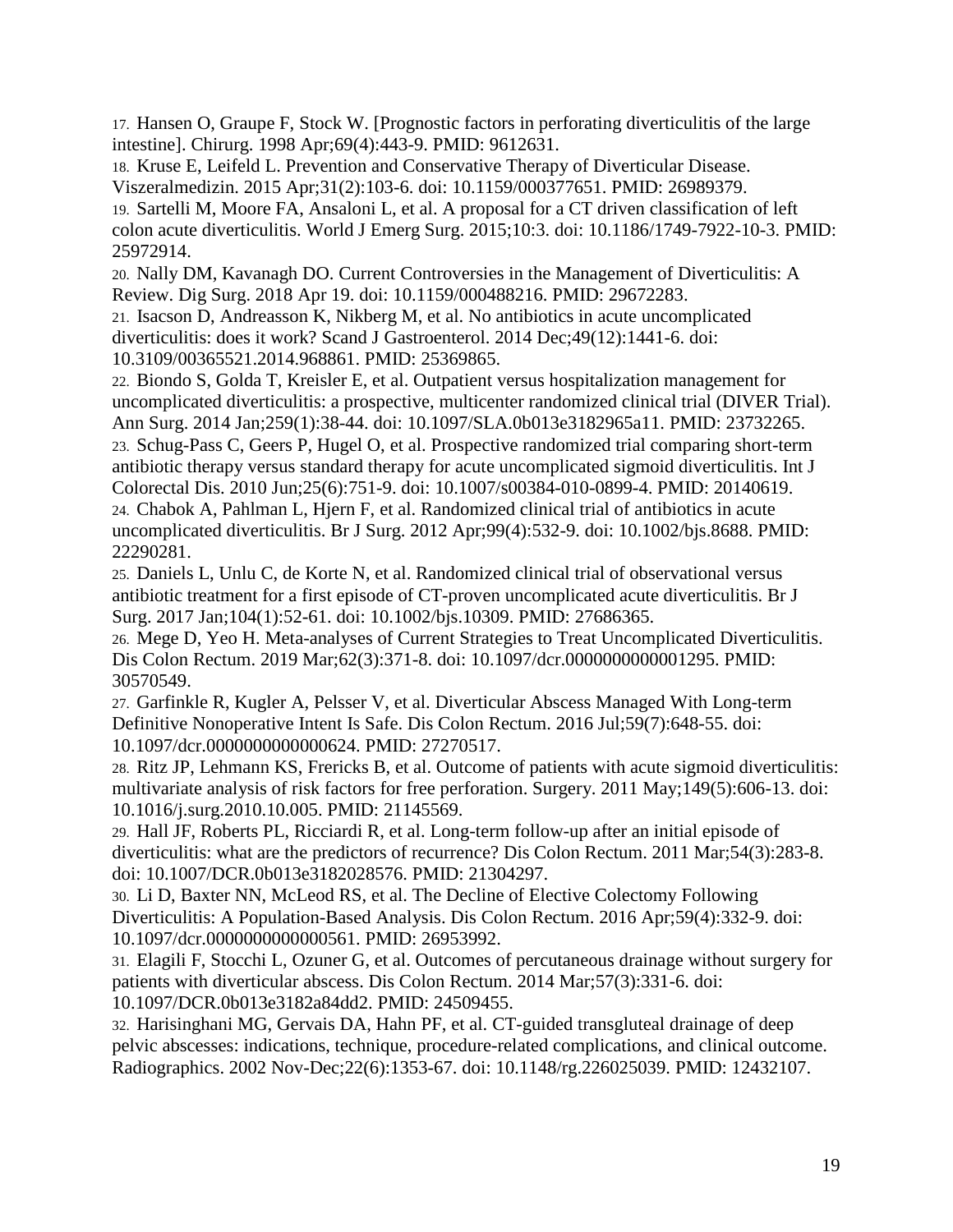17. Hansen O, Graupe F, Stock W. [Prognostic factors in perforating diverticulitis of the large intestine]. Chirurg. 1998 Apr;69(4):443-9. PMID: 9612631.

18. Kruse E, Leifeld L. Prevention and Conservative Therapy of Diverticular Disease. Viszeralmedizin. 2015 Apr;31(2):103-6. doi: 10.1159/000377651. PMID: 26989379.

19. Sartelli M, Moore FA, Ansaloni L, et al. A proposal for a CT driven classification of left colon acute diverticulitis. World J Emerg Surg. 2015;10:3. doi: 10.1186/1749-7922-10-3. PMID: 25972914.

20. Nally DM, Kavanagh DO. Current Controversies in the Management of Diverticulitis: A Review. Dig Surg. 2018 Apr 19. doi: 10.1159/000488216. PMID: 29672283.

21. Isacson D, Andreasson K, Nikberg M, et al. No antibiotics in acute uncomplicated diverticulitis: does it work? Scand J Gastroenterol. 2014 Dec;49(12):1441-6. doi: 10.3109/00365521.2014.968861. PMID: 25369865.

22. Biondo S, Golda T, Kreisler E, et al. Outpatient versus hospitalization management for uncomplicated diverticulitis: a prospective, multicenter randomized clinical trial (DIVER Trial). Ann Surg. 2014 Jan;259(1):38-44. doi: 10.1097/SLA.0b013e3182965a11. PMID: 23732265.

23. Schug-Pass C, Geers P, Hugel O, et al. Prospective randomized trial comparing short-term antibiotic therapy versus standard therapy for acute uncomplicated sigmoid diverticulitis. Int J Colorectal Dis. 2010 Jun;25(6):751-9. doi: 10.1007/s00384-010-0899-4. PMID: 20140619.

24. Chabok A, Pahlman L, Hjern F, et al. Randomized clinical trial of antibiotics in acute uncomplicated diverticulitis. Br J Surg. 2012 Apr;99(4):532-9. doi: 10.1002/bjs.8688. PMID: 22290281.

25. Daniels L, Unlu C, de Korte N, et al. Randomized clinical trial of observational versus antibiotic treatment for a first episode of CT-proven uncomplicated acute diverticulitis. Br J Surg. 2017 Jan;104(1):52-61. doi: 10.1002/bjs.10309. PMID: 27686365.

26. Mege D, Yeo H. Meta-analyses of Current Strategies to Treat Uncomplicated Diverticulitis. Dis Colon Rectum. 2019 Mar;62(3):371-8. doi: 10.1097/dcr.0000000000001295. PMID: 30570549.

27. Garfinkle R, Kugler A, Pelsser V, et al. Diverticular Abscess Managed With Long-term Definitive Nonoperative Intent Is Safe. Dis Colon Rectum. 2016 Jul;59(7):648-55. doi: 10.1097/dcr.0000000000000624. PMID: 27270517.

28. Ritz JP, Lehmann KS, Frericks B, et al. Outcome of patients with acute sigmoid diverticulitis: multivariate analysis of risk factors for free perforation. Surgery. 2011 May;149(5):606-13. doi: 10.1016/j.surg.2010.10.005. PMID: 21145569.

29. Hall JF, Roberts PL, Ricciardi R, et al. Long-term follow-up after an initial episode of diverticulitis: what are the predictors of recurrence? Dis Colon Rectum. 2011 Mar;54(3):283-8. doi: 10.1007/DCR.0b013e3182028576. PMID: 21304297.

30. Li D, Baxter NN, McLeod RS, et al. The Decline of Elective Colectomy Following Diverticulitis: A Population-Based Analysis. Dis Colon Rectum. 2016 Apr;59(4):332-9. doi: 10.1097/dcr.0000000000000561. PMID: 26953992.

31. Elagili F, Stocchi L, Ozuner G, et al. Outcomes of percutaneous drainage without surgery for patients with diverticular abscess. Dis Colon Rectum. 2014 Mar;57(3):331-6. doi: 10.1097/DCR.0b013e3182a84dd2. PMID: 24509455.

32. Harisinghani MG, Gervais DA, Hahn PF, et al. CT-guided transgluteal drainage of deep pelvic abscesses: indications, technique, procedure-related complications, and clinical outcome. Radiographics. 2002 Nov-Dec;22(6):1353-67. doi: 10.1148/rg.226025039. PMID: 12432107.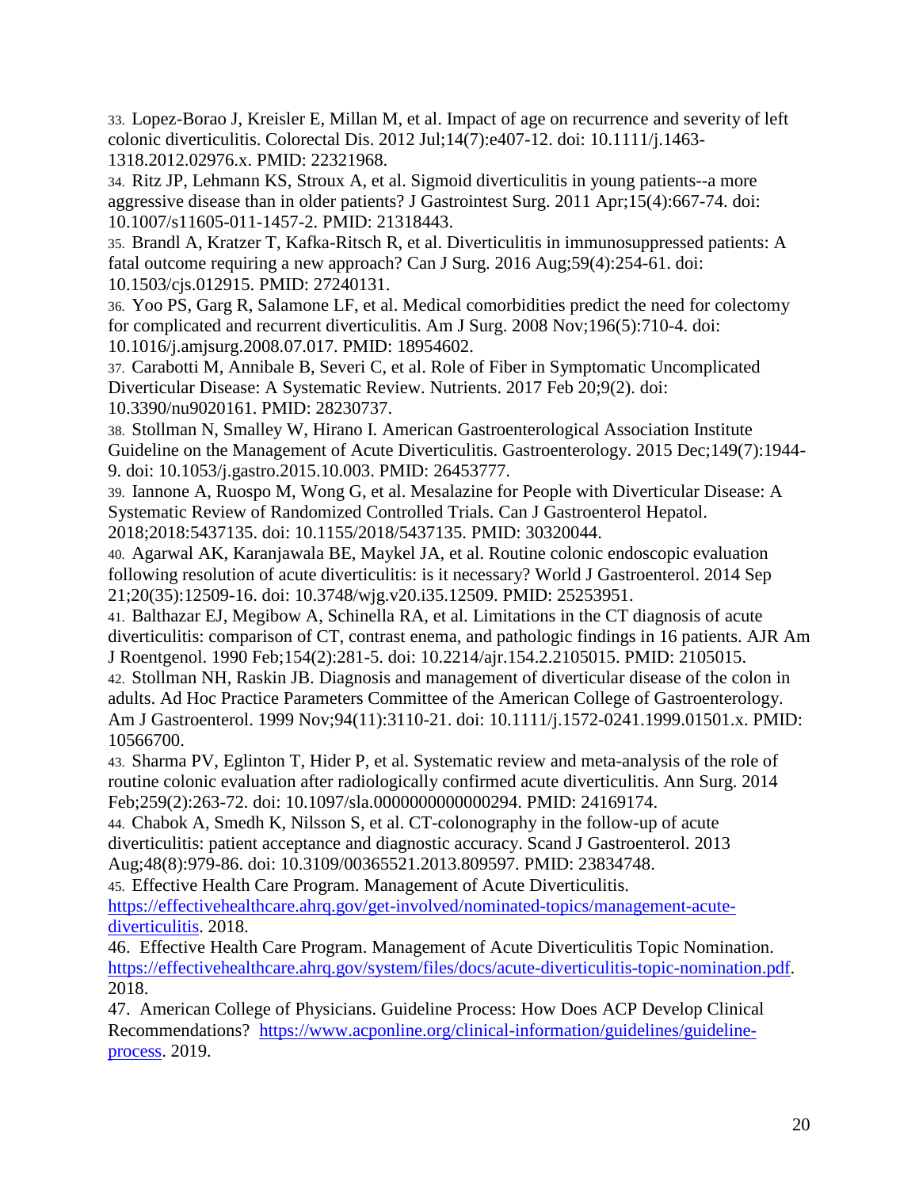33. Lopez-Borao J, Kreisler E, Millan M, et al. Impact of age on recurrence and severity of left colonic diverticulitis. Colorectal Dis. 2012 Jul;14(7):e407-12. doi: 10.1111/j.1463-1318.2012.02976.x. PMID: 22321968.

34. Ritz JP, Lehmann KS, Stroux A, et al. Sigmoid diverticulitis in young patients--a more aggressive disease than in older patients? J Gastrointest Surg. 2011 Apr;15(4):667-74. doi: 10.1007/s11605-011-1457-2. PMID: 21318443.

35. Brandl A, Kratzer T, Kafka-Ritsch R, et al. Diverticulitis in immunosuppressed patients: A fatal outcome requiring a new approach? Can J Surg. 2016 Aug;59(4):254-61. doi: 10.1503/cjs.012915. PMID: 27240131.

36. Yoo PS, Garg R, Salamone LF, et al. Medical comorbidities predict the need for colectomy for complicated and recurrent diverticulitis. Am J Surg. 2008 Nov;196(5):710-4. doi: 10.1016/j.amjsurg.2008.07.017. PMID: 18954602.

37. Carabotti M, Annibale B, Severi C, et al. Role of Fiber in Symptomatic Uncomplicated Diverticular Disease: A Systematic Review. Nutrients. 2017 Feb 20;9(2). doi: 10.3390/nu9020161. PMID: 28230737.

38. Stollman N, Smalley W, Hirano I. American Gastroenterological Association Institute Guideline on the Management of Acute Diverticulitis. Gastroenterology. 2015 Dec;149(7):1944-9. doi: 10.1053/j.gastro.2015.10.003. PMID: 26453777.

39. Iannone A, Ruospo M, Wong G, et al. Mesalazine for People with Diverticular Disease: A Systematic Review of Randomized Controlled Trials. Can J Gastroenterol Hepatol. 2018;2018:5437135. doi: 10.1155/2018/5437135. PMID: 30320044.

40. Agarwal AK, Karanjawala BE, Maykel JA, et al. Routine colonic endoscopic evaluation following resolution of acute diverticulitis: is it necessary? World J Gastroenterol. 2014 Sep 21;20(35):12509-16. doi: 10.3748/wjg.v20.i35.12509. PMID: 25253951.

41. Balthazar EJ, Megibow A, Schinella RA, et al. Limitations in the CT diagnosis of acute diverticulitis: comparison of CT, contrast enema, and pathologic findings in 16 patients. AJR Am J Roentgenol. 1990 Feb;154(2):281-5. doi: 10.2214/ajr.154.2.2105015. PMID: 2105015.

42. Stollman NH, Raskin JB. Diagnosis and management of diverticular disease of the colon in adults. Ad Hoc Practice Parameters Committee of the American College of Gastroenterology. Am J Gastroenterol. 1999 Nov;94(11):3110-21. doi: 10.1111/j.1572-0241.1999.01501.x. PMID: 10566700.

43. Sharma PV, Eglinton T, Hider P, et al. Systematic review and meta-analysis of the role of routine colonic evaluation after radiologically confirmed acute diverticulitis. Ann Surg. 2014 Feb;259(2):263-72. doi: 10.1097/sla.0000000000000294. PMID: 24169174.

44. Chabok A, Smedh K, Nilsson S, et al. CT-colonography in the follow-up of acute diverticulitis: patient acceptance and diagnostic accuracy. Scand J Gastroenterol. 2013 Aug;48(8):979-86. doi: 10.3109/00365521.2013.809597. PMID: 23834748.

45. Effective Health Care Program. Management of Acute Diverticulitis. https://effectivehealthcare.ahrq.gov/get-involved/nominated-topics/management-acute-diverticulitis. 2018.

46. Effective Health Care Program. Management of Acute Diverticulitis Topic Nomination. https://effectivehealthcare.ahrq.gov/system/files/docs/acute-diverticulitis-topic-nomination.pdf. 2018.

47. American College of Physicians. Guideline Process: How Does ACP Develop Clinical Recommendations? https://www.acponline.org/clinical-information/guidelines/guideline-process. 2019.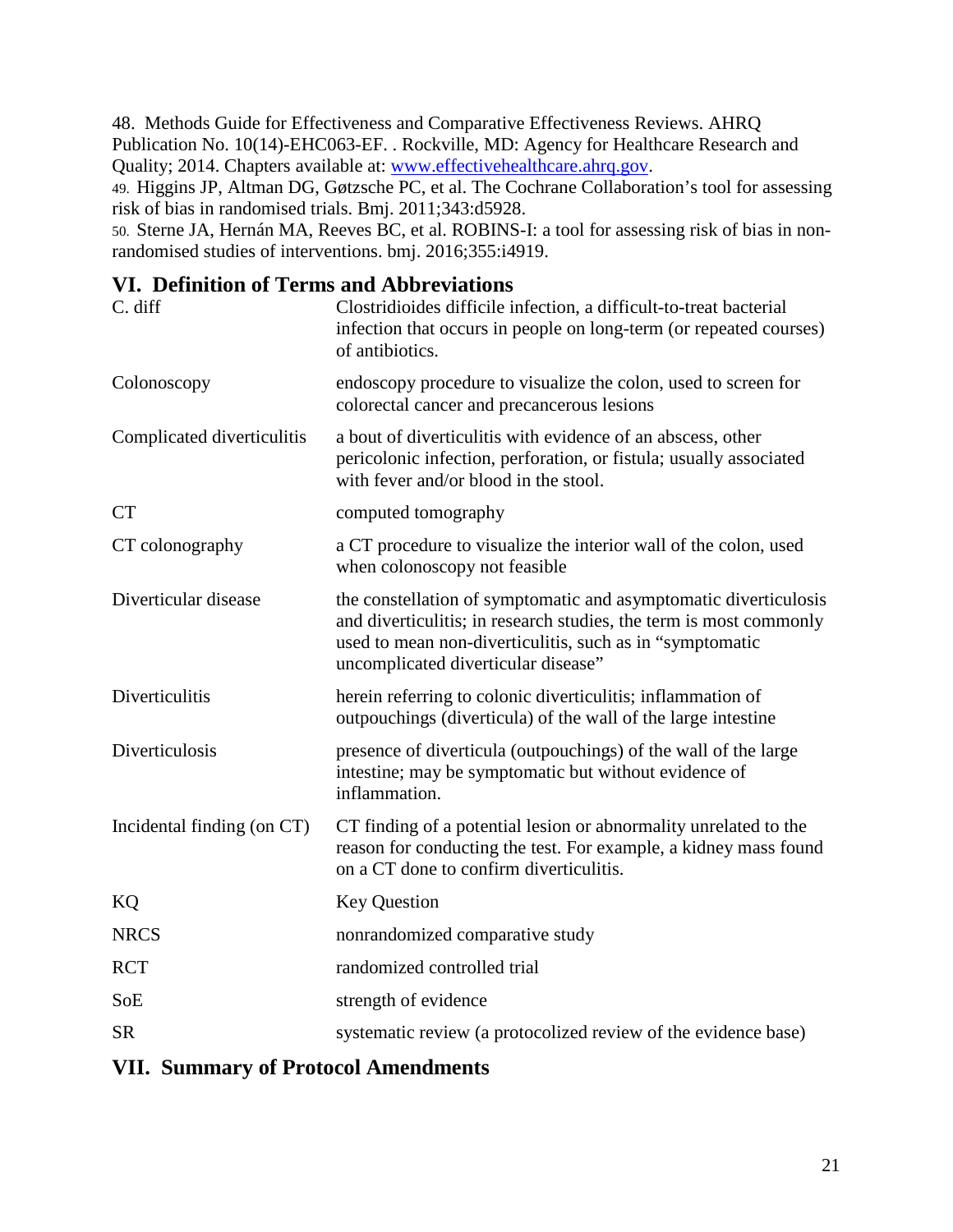48. Methods Guide for Effectiveness and Comparative Effectiveness Reviews. AHRQ Publication No. 10(14)-EHC063-EF. . Rockville, MD: Agency for Healthcare Research and Quality; 2014. Chapters available at: www.effectivehealthcare.ahrq.gov.

49. Higgins JP, Altman DG, Gøtzsche PC, et al. The Cochrane Collaboration's tool for assessing risk of bias in randomised trials. Bmj. 2011;343:d5928.

50. Sterne JA, Hernán MA, Reeves BC, et al. ROBINS-I: a tool for assessing risk of bias in non-randomised studies of interventions. bmj. 2016;355:i4919.

## VI. Definition of Terms and Abbreviations

| Term | Definition |
|---|---|
| C. diff | Clostridioides difficile infection, a difficult-to-treat bacterial infection that occurs in people on long-term (or repeated courses) of antibiotics. |
| Colonoscopy | endoscopy procedure to visualize the colon, used to screen for colorectal cancer and precancerous lesions |
| Complicated diverticulitis | a bout of diverticulitis with evidence of an abscess, other pericolonic infection, perforation, or fistula; usually associated with fever and/or blood in the stool. |
| CT | computed tomography |
| CT colonography | a CT procedure to visualize the interior wall of the colon, used when colonoscopy not feasible |
| Diverticular disease | the constellation of symptomatic and asymptomatic diverticulosis and diverticulitis; in research studies, the term is most commonly used to mean non-diverticulitis, such as in "symptomatic uncomplicated diverticular disease" |
| Diverticulitis | herein referring to colonic diverticulitis; inflammation of outpouchings (diverticula) of the wall of the large intestine |
| Diverticulosis | presence of diverticula (outpouchings) of the wall of the large intestine; may be symptomatic but without evidence of inflammation. |
| Incidental finding (on CT) | CT finding of a potential lesion or abnormality unrelated to the reason for conducting the test. For example, a kidney mass found on a CT done to confirm diverticulitis. |
| KQ | Key Question |
| NRCS | nonrandomized comparative study |
| RCT | randomized controlled trial |
| SoE | strength of evidence |
| SR | systematic review (a protocolized review of the evidence base) |

## VII. Summary of Protocol Amendments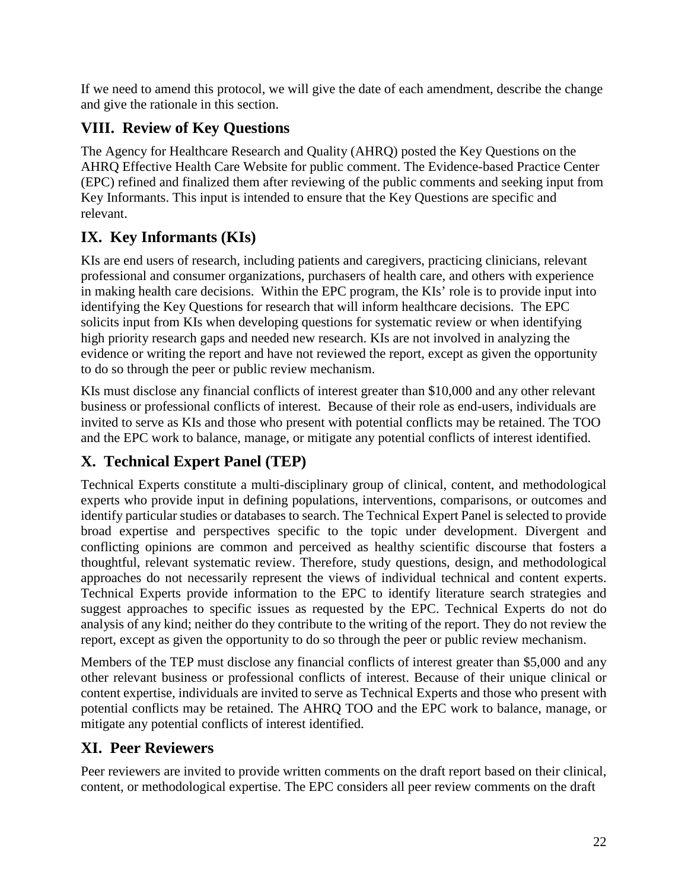If we need to amend this protocol, we will give the date of each amendment, describe the change and give the rationale in this section.

## VIII. Review of Key Questions

The Agency for Healthcare Research and Quality (AHRQ) posted the Key Questions on the AHRQ Effective Health Care Website for public comment. The Evidence-based Practice Center (EPC) refined and finalized them after reviewing of the public comments and seeking input from Key Informants. This input is intended to ensure that the Key Questions are specific and relevant.

## IX. Key Informants (KIs)

KIs are end users of research, including patients and caregivers, practicing clinicians, relevant professional and consumer organizations, purchasers of health care, and others with experience in making health care decisions. Within the EPC program, the KIs' role is to provide input into identifying the Key Questions for research that will inform healthcare decisions. The EPC solicits input from KIs when developing questions for systematic review or when identifying high priority research gaps and needed new research. KIs are not involved in analyzing the evidence or writing the report and have not reviewed the report, except as given the opportunity to do so through the peer or public review mechanism.

KIs must disclose any financial conflicts of interest greater than $10,000 and any other relevant business or professional conflicts of interest. Because of their role as end-users, individuals are invited to serve as KIs and those who present with potential conflicts may be retained. The TOO and the EPC work to balance, manage, or mitigate any potential conflicts of interest identified.

## X. Technical Expert Panel (TEP)

Technical Experts constitute a multi-disciplinary group of clinical, content, and methodological experts who provide input in defining populations, interventions, comparisons, or outcomes and identify particular studies or databases to search. The Technical Expert Panel is selected to provide broad expertise and perspectives specific to the topic under development. Divergent and conflicting opinions are common and perceived as healthy scientific discourse that fosters a thoughtful, relevant systematic review. Therefore, study questions, design, and methodological approaches do not necessarily represent the views of individual technical and content experts. Technical Experts provide information to the EPC to identify literature search strategies and suggest approaches to specific issues as requested by the EPC. Technical Experts do not do analysis of any kind; neither do they contribute to the writing of the report. They do not review the report, except as given the opportunity to do so through the peer or public review mechanism.

Members of the TEP must disclose any financial conflicts of interest greater than $5,000 and any other relevant business or professional conflicts of interest. Because of their unique clinical or content expertise, individuals are invited to serve as Technical Experts and those who present with potential conflicts may be retained. The AHRQ TOO and the EPC work to balance, manage, or mitigate any potential conflicts of interest identified.

## XI. Peer Reviewers

Peer reviewers are invited to provide written comments on the draft report based on their clinical, content, or methodological expertise. The EPC considers all peer review comments on the draft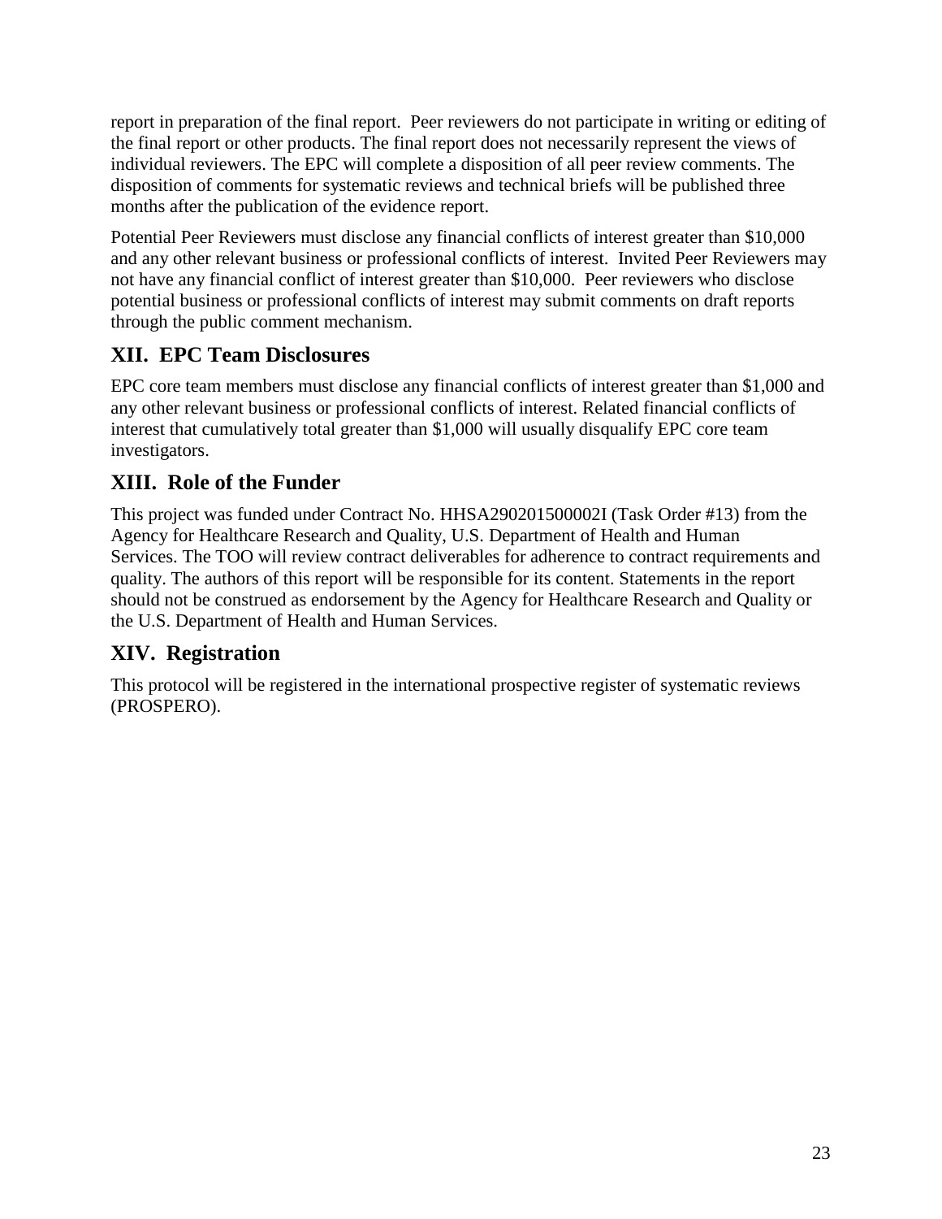report in preparation of the final report. Peer reviewers do not participate in writing or editing of the final report or other products. The final report does not necessarily represent the views of individual reviewers. The EPC will complete a disposition of all peer review comments. The disposition of comments for systematic reviews and technical briefs will be published three months after the publication of the evidence report.

Potential Peer Reviewers must disclose any financial conflicts of interest greater than $10,000 and any other relevant business or professional conflicts of interest. Invited Peer Reviewers may not have any financial conflict of interest greater than $10,000. Peer reviewers who disclose potential business or professional conflicts of interest may submit comments on draft reports through the public comment mechanism.

## XII. EPC Team Disclosures

EPC core team members must disclose any financial conflicts of interest greater than $1,000 and any other relevant business or professional conflicts of interest. Related financial conflicts of interest that cumulatively total greater than $1,000 will usually disqualify EPC core team investigators.

## XIII. Role of the Funder

This project was funded under Contract No. HHSA290201500002I (Task Order #13) from the Agency for Healthcare Research and Quality, U.S. Department of Health and Human Services. The TOO will review contract deliverables for adherence to contract requirements and quality. The authors of this report will be responsible for its content. Statements in the report should not be construed as endorsement by the Agency for Healthcare Research and Quality or the U.S. Department of Health and Human Services.

## XIV. Registration

This protocol will be registered in the international prospective register of systematic reviews (PROSPERO).